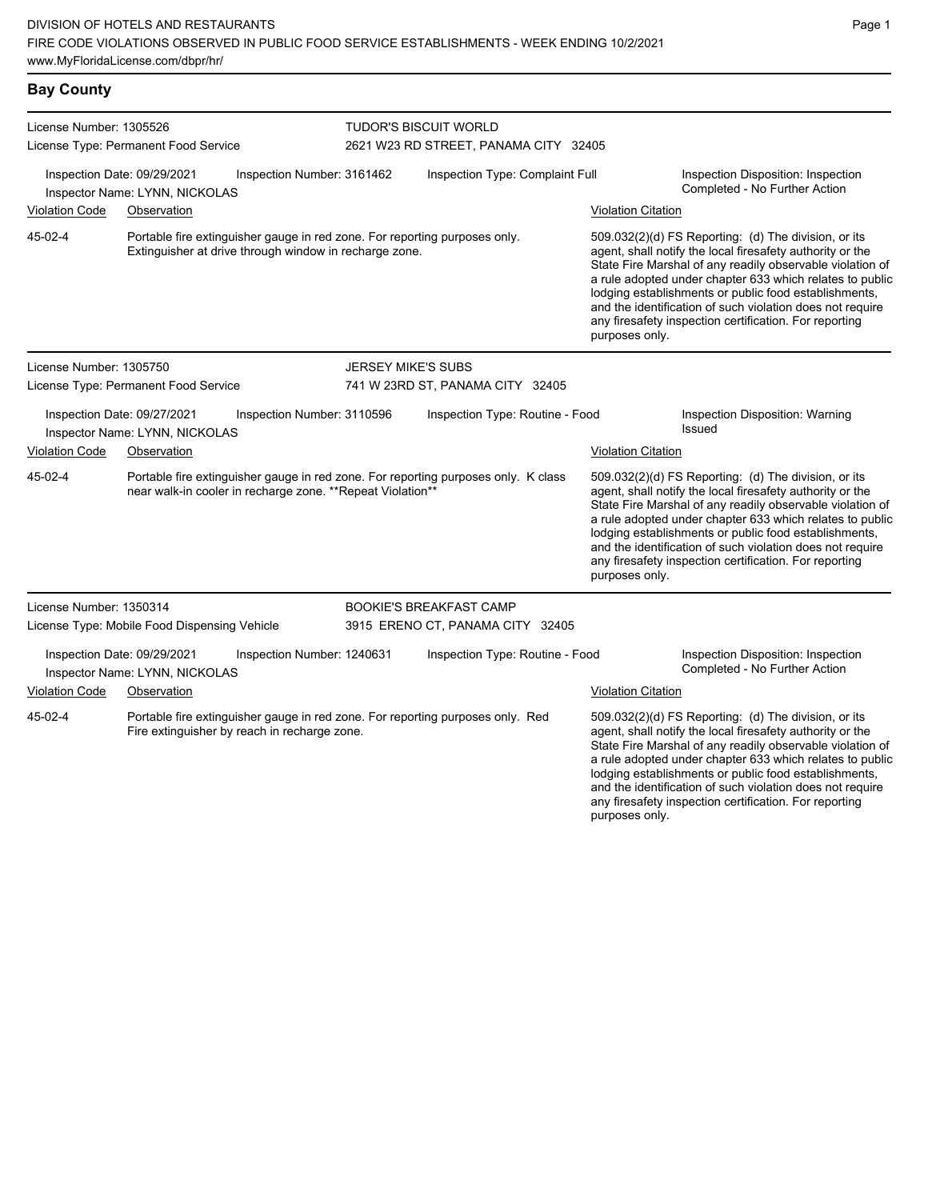DIVISION OF HOTELS AND RESTAURANTS
FIRE CODE VIOLATIONS OBSERVED IN PUBLIC FOOD SERVICE ESTABLISHMENTS - WEEK ENDING 10/2/2021
www.MyFloridaLicense.com/dbpr/hr/

## Bay County

License Number: 1305526
License Type: Permanent Food Service

TUDOR'S BISCUIT WORLD
2621 W23 RD STREET, PANAMA CITY 32405

Inspection Date: 09/29/2021
Inspector Name: LYNN, NICKOLAS
Inspection Number: 3161462
Inspection Type: Complaint Full
Inspection Disposition: Inspection Completed - No Further Action

| Violation Code | Observation | Violation Citation |
|---|---|---|
| 45-02-4 | Portable fire extinguisher gauge in red zone. For reporting purposes only. Extinguisher at drive through window in recharge zone. | 509.032(2)(d) FS Reporting: (d) The division, or its agent, shall notify the local firesafety authority or the State Fire Marshal of any readily observable violation of a rule adopted under chapter 633 which relates to public lodging establishments or public food establishments, and the identification of such violation does not require any firesafety inspection certification. For reporting purposes only. |

License Number: 1305750
License Type: Permanent Food Service

JERSEY MIKE'S SUBS
741 W 23RD ST, PANAMA CITY 32405

Inspection Date: 09/27/2021
Inspector Name: LYNN, NICKOLAS
Inspection Number: 3110596
Inspection Type: Routine - Food
Inspection Disposition: Warning Issued

| Violation Code | Observation | Violation Citation |
|---|---|---|
| 45-02-4 | Portable fire extinguisher gauge in red zone. For reporting purposes only. K class near walk-in cooler in recharge zone. **Repeat Violation** | 509.032(2)(d) FS Reporting: (d) The division, or its agent, shall notify the local firesafety authority or the State Fire Marshal of any readily observable violation of a rule adopted under chapter 633 which relates to public lodging establishments or public food establishments, and the identification of such violation does not require any firesafety inspection certification. For reporting purposes only. |

License Number: 1350314
License Type: Mobile Food Dispensing Vehicle

BOOKIE'S BREAKFAST CAMP
3915 ERENO CT, PANAMA CITY 32405

Inspection Date: 09/29/2021
Inspector Name: LYNN, NICKOLAS
Inspection Number: 1240631
Inspection Type: Routine - Food
Inspection Disposition: Inspection Completed - No Further Action

| Violation Code | Observation | Violation Citation |
|---|---|---|
| 45-02-4 | Portable fire extinguisher gauge in red zone. For reporting purposes only. Red Fire extinguisher by reach in recharge zone. | 509.032(2)(d) FS Reporting: (d) The division, or its agent, shall notify the local firesafety authority or the State Fire Marshal of any readily observable violation of a rule adopted under chapter 633 which relates to public lodging establishments or public food establishments, and the identification of such violation does not require any firesafety inspection certification. For reporting purposes only. |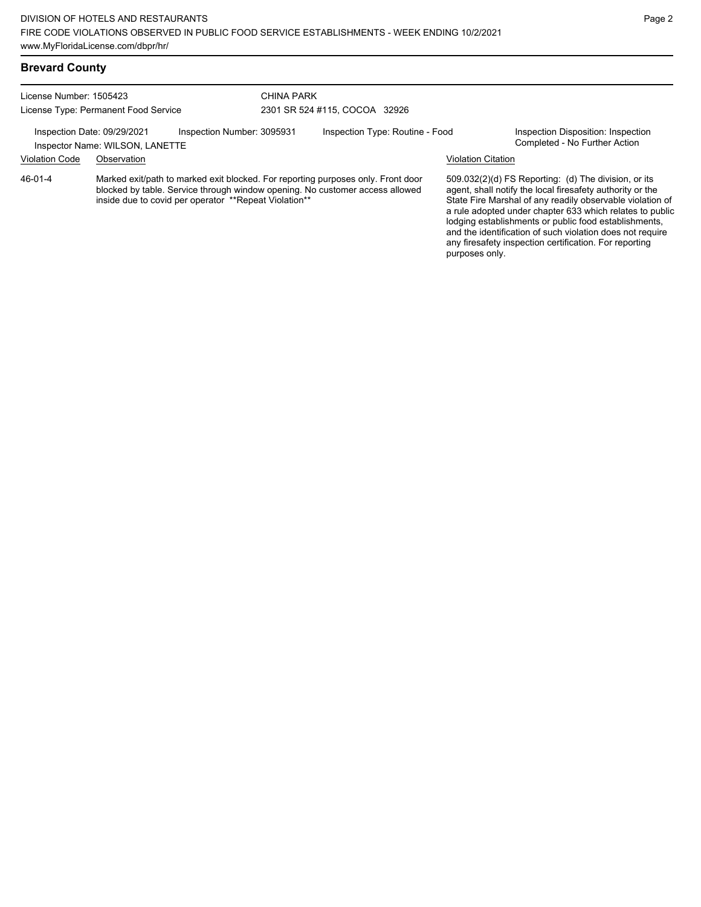## Brevard County

License Number: 1505423
License Type: Permanent Food Service

CHINA PARK
2301 SR 524 #115, COCOA 32926

Inspection Date: 09/29/2021
Inspector Name: WILSON, LANETTE

Inspection Number: 3095931

Inspection Type: Routine - Food

Inspection Disposition: Inspection Completed - No Further Action

| Violation Code | Observation | Violation Citation |
| --- | --- | --- |
| 46-01-4 | Marked exit/path to marked exit blocked. For reporting purposes only. Front door blocked by table. Service through window opening. No customer access allowed inside due to covid per operator **Repeat Violation** | 509.032(2)(d) FS Reporting: (d) The division, or its agent, shall notify the local firesafety authority or the State Fire Marshal of any readily observable violation of a rule adopted under chapter 633 which relates to public lodging establishments or public food establishments, and the identification of such violation does not require any firesafety inspection certification. For reporting purposes only. |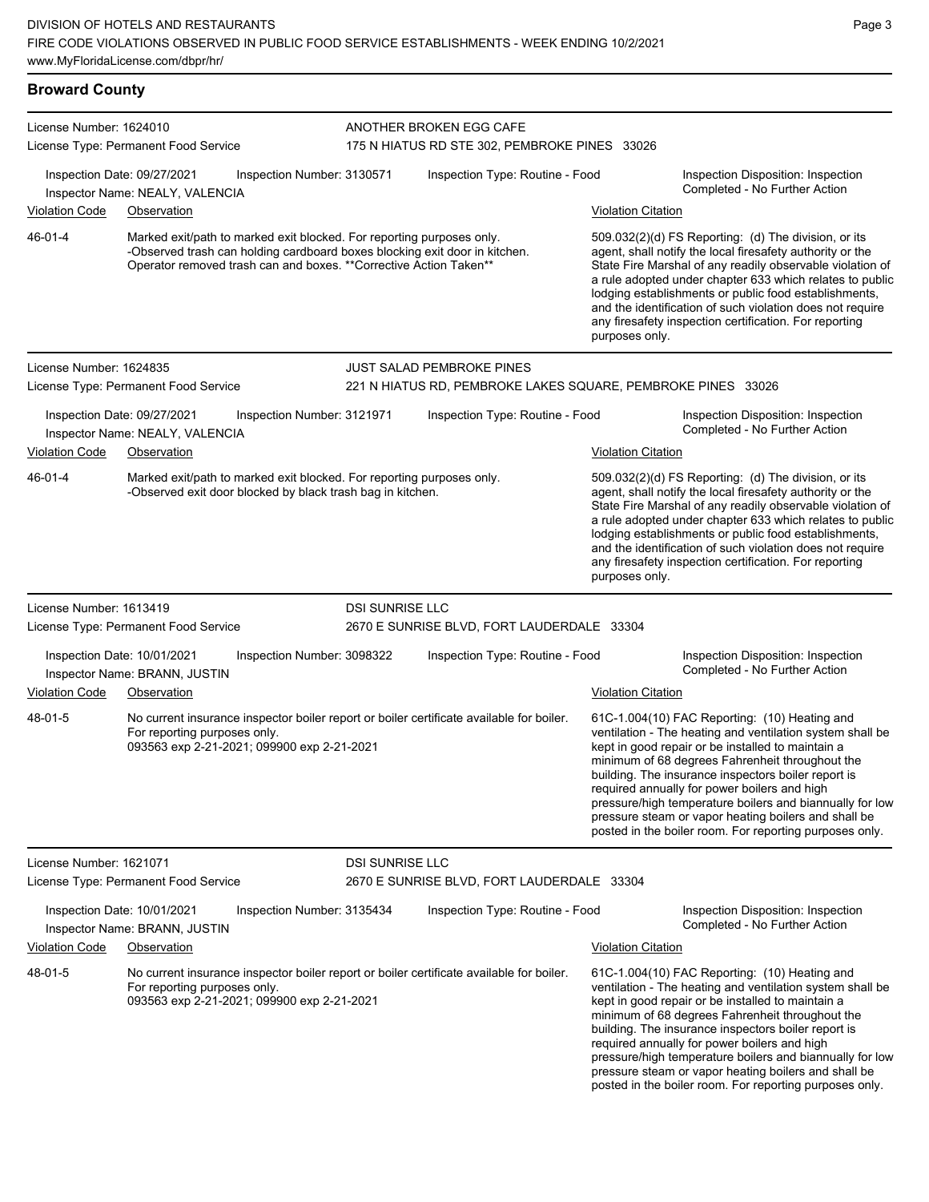## Broward County

**License Number:** 1624010
**License Type:** Permanent Food Service

**ANOTHER BROKEN EGG CAFE**
175 N HIATUS RD STE 302, PEMBROKE PINES 33026

Inspection Date: 09/27/2021
Inspection Number: 3130571
Inspection Type: Routine - Food
Inspector Name: NEALY, VALENCIA
Inspection Disposition: Inspection Completed - No Further Action

| Violation Code | Observation | Violation Citation |
|---|---|---|
| 46-01-4 | Marked exit/path to marked exit blocked. For reporting purposes only. -Observed trash can holding cardboard boxes blocking exit door in kitchen. Operator removed trash can and boxes. **Corrective Action Taken** | 509.032(2)(d) FS Reporting: (d) The division, or its agent, shall notify the local firesafety authority or the State Fire Marshal of any readily observable violation of a rule adopted under chapter 633 which relates to public lodging establishments or public food establishments, and the identification of such violation does not require any firesafety inspection certification. For reporting purposes only. |

---

**License Number:** 1624835
**License Type:** Permanent Food Service

**JUST SALAD PEMBROKE PINES**
221 N HIATUS RD, PEMBROKE LAKES SQUARE, PEMBROKE PINES 33026

Inspection Date: 09/27/2021
Inspection Number: 3121971
Inspection Type: Routine - Food
Inspector Name: NEALY, VALENCIA
Inspection Disposition: Inspection Completed - No Further Action

| Violation Code | Observation | Violation Citation |
|---|---|---|
| 46-01-4 | Marked exit/path to marked exit blocked. For reporting purposes only. -Observed exit door blocked by black trash bag in kitchen. | 509.032(2)(d) FS Reporting: (d) The division, or its agent, shall notify the local firesafety authority or the State Fire Marshal of any readily observable violation of a rule adopted under chapter 633 which relates to public lodging establishments or public food establishments, and the identification of such violation does not require any firesafety inspection certification. For reporting purposes only. |

---

**License Number:** 1613419
**License Type:** Permanent Food Service

**DSI SUNRISE LLC**
2670 E SUNRISE BLVD, FORT LAUDERDALE 33304

Inspection Date: 10/01/2021
Inspection Number: 3098322
Inspection Type: Routine - Food
Inspector Name: BRANN, JUSTIN
Inspection Disposition: Inspection Completed - No Further Action

| Violation Code | Observation | Violation Citation |
|---|---|---|
| 48-01-5 | No current insurance inspector boiler report or boiler certificate available for boiler. For reporting purposes only. 093563 exp 2-21-2021; 099900 exp 2-21-2021 | 61C-1.004(10) FAC Reporting: (10) Heating and ventilation - The heating and ventilation system shall be kept in good repair or be installed to maintain a minimum of 68 degrees Fahrenheit throughout the building. The insurance inspectors boiler report is required annually for power boilers and high pressure/high temperature boilers and biannually for low pressure steam or vapor heating boilers and shall be posted in the boiler room. For reporting purposes only. |

---

**License Number:** 1621071
**License Type:** Permanent Food Service

**DSI SUNRISE LLC**
2670 E SUNRISE BLVD, FORT LAUDERDALE 33304

Inspection Date: 10/01/2021
Inspection Number: 3135434
Inspection Type: Routine - Food
Inspector Name: BRANN, JUSTIN
Inspection Disposition: Inspection Completed - No Further Action

| Violation Code | Observation | Violation Citation |
|---|---|---|
| 48-01-5 | No current insurance inspector boiler report or boiler certificate available for boiler. For reporting purposes only. 093563 exp 2-21-2021; 099900 exp 2-21-2021 | 61C-1.004(10) FAC Reporting: (10) Heating and ventilation - The heating and ventilation system shall be kept in good repair or be installed to maintain a minimum of 68 degrees Fahrenheit throughout the building. The insurance inspectors boiler report is required annually for power boilers and high pressure/high temperature boilers and biannually for low pressure steam or vapor heating boilers and shall be posted in the boiler room. For reporting purposes only. |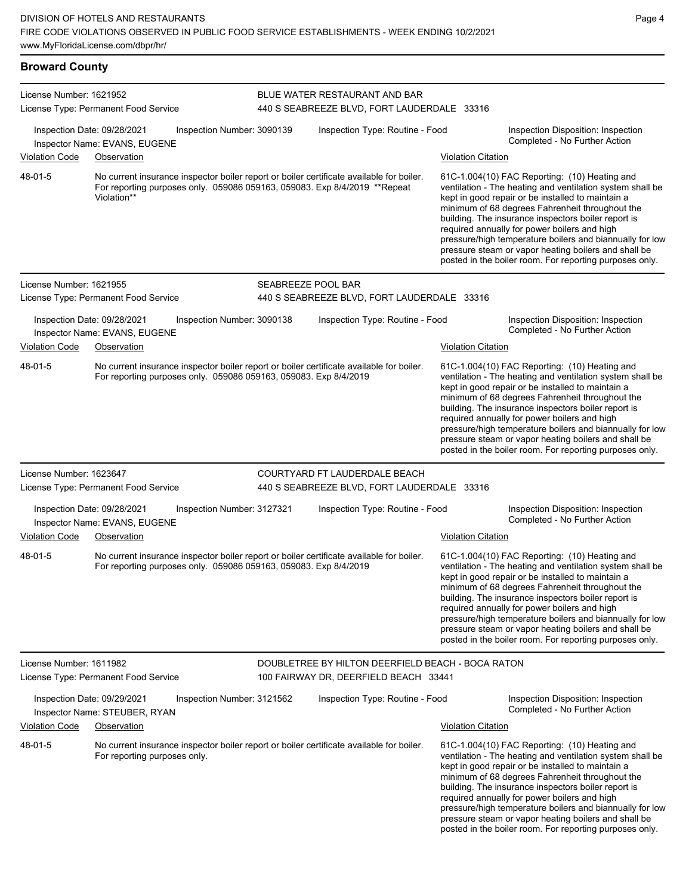## Broward County

**License Number:** 1621952
**License Type:** Permanent Food Service
**BLUE WATER RESTAURANT AND BAR**
440 S SEABREEZE BLVD, FORT LAUDERDALE 33316

Inspection Date: 09/28/2021 | Inspection Number: 3090139 | Inspection Type: Routine - Food | Inspection Disposition: Inspection Completed - No Further Action
Inspector Name: EVANS, EUGENE

| Violation Code | Observation | Violation Citation |
| --- | --- | --- |
| 48-01-5 | No current insurance inspector boiler report or boiler certificate available for boiler. For reporting purposes only. 059086 059163, 059083. Exp 8/4/2019 **Repeat Violation** | 61C-1.004(10) FAC Reporting: (10) Heating and ventilation - The heating and ventilation system shall be kept in good repair or be installed to maintain a minimum of 68 degrees Fahrenheit throughout the building. The insurance inspectors boiler report is required annually for power boilers and high pressure/high temperature boilers and biannually for low pressure steam or vapor heating boilers and shall be posted in the boiler room. For reporting purposes only. |

**License Number:** 1621955
**License Type:** Permanent Food Service
**SEABREEZE POOL BAR**
440 S SEABREEZE BLVD, FORT LAUDERDALE 33316

Inspection Date: 09/28/2021 | Inspection Number: 3090138 | Inspection Type: Routine - Food | Inspection Disposition: Inspection Completed - No Further Action
Inspector Name: EVANS, EUGENE

| Violation Code | Observation | Violation Citation |
| --- | --- | --- |
| 48-01-5 | No current insurance inspector boiler report or boiler certificate available for boiler. For reporting purposes only. 059086 059163, 059083. Exp 8/4/2019 | 61C-1.004(10) FAC Reporting: (10) Heating and ventilation - The heating and ventilation system shall be kept in good repair or be installed to maintain a minimum of 68 degrees Fahrenheit throughout the building. The insurance inspectors boiler report is required annually for power boilers and high pressure/high temperature boilers and biannually for low pressure steam or vapor heating boilers and shall be posted in the boiler room. For reporting purposes only. |

**License Number:** 1623647
**License Type:** Permanent Food Service
**COURTYARD FT LAUDERDALE BEACH**
440 S SEABREEZE BLVD, FORT LAUDERDALE 33316

Inspection Date: 09/28/2021 | Inspection Number: 3127321 | Inspection Type: Routine - Food | Inspection Disposition: Inspection Completed - No Further Action
Inspector Name: EVANS, EUGENE

| Violation Code | Observation | Violation Citation |
| --- | --- | --- |
| 48-01-5 | No current insurance inspector boiler report or boiler certificate available for boiler. For reporting purposes only. 059086 059163, 059083. Exp 8/4/2019 | 61C-1.004(10) FAC Reporting: (10) Heating and ventilation - The heating and ventilation system shall be kept in good repair or be installed to maintain a minimum of 68 degrees Fahrenheit throughout the building. The insurance inspectors boiler report is required annually for power boilers and high pressure/high temperature boilers and biannually for low pressure steam or vapor heating boilers and shall be posted in the boiler room. For reporting purposes only. |

**License Number:** 1611982
**License Type:** Permanent Food Service
**DOUBLETREE BY HILTON DEERFIELD BEACH - BOCA RATON**
100 FAIRWAY DR, DEERFIELD BEACH 33441

Inspection Date: 09/29/2021 | Inspection Number: 3121562 | Inspection Type: Routine - Food | Inspection Disposition: Inspection Completed - No Further Action
Inspector Name: STEUBER, RYAN

| Violation Code | Observation | Violation Citation |
| --- | --- | --- |
| 48-01-5 | No current insurance inspector boiler report or boiler certificate available for boiler. For reporting purposes only. | 61C-1.004(10) FAC Reporting: (10) Heating and ventilation - The heating and ventilation system shall be kept in good repair or be installed to maintain a minimum of 68 degrees Fahrenheit throughout the building. The insurance inspectors boiler report is required annually for power boilers and high pressure/high temperature boilers and biannually for low pressure steam or vapor heating boilers and shall be posted in the boiler room. For reporting purposes only. |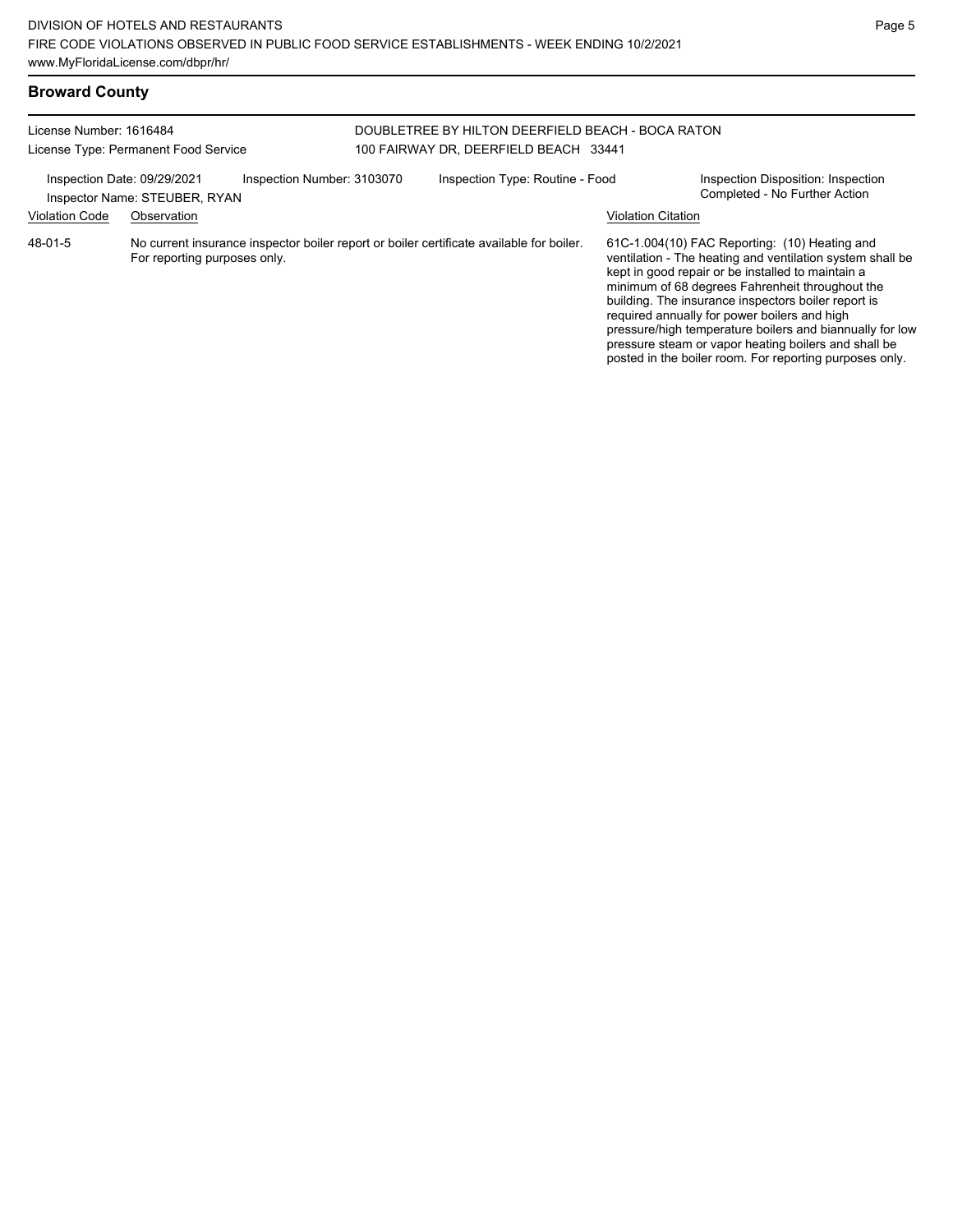## Broward County

License Number: 1616484
License Type: Permanent Food Service

DOUBLETREE BY HILTON DEERFIELD BEACH - BOCA RATON
100 FAIRWAY DR, DEERFIELD BEACH 33441

Inspection Date: 09/29/2021
Inspector Name: STEUBER, RYAN
Inspection Number: 3103070
Inspection Type: Routine - Food
Inspection Disposition: Inspection Completed - No Further Action

| Violation Code | Observation | Violation Citation |
| --- | --- | --- |
| 48-01-5 | No current insurance inspector boiler report or boiler certificate available for boiler. For reporting purposes only. | 61C-1.004(10) FAC Reporting: (10) Heating and ventilation - The heating and ventilation system shall be kept in good repair or be installed to maintain a minimum of 68 degrees Fahrenheit throughout the building. The insurance inspectors boiler report is required annually for power boilers and high pressure/high temperature boilers and biannually for low pressure steam or vapor heating boilers and shall be posted in the boiler room. For reporting purposes only. |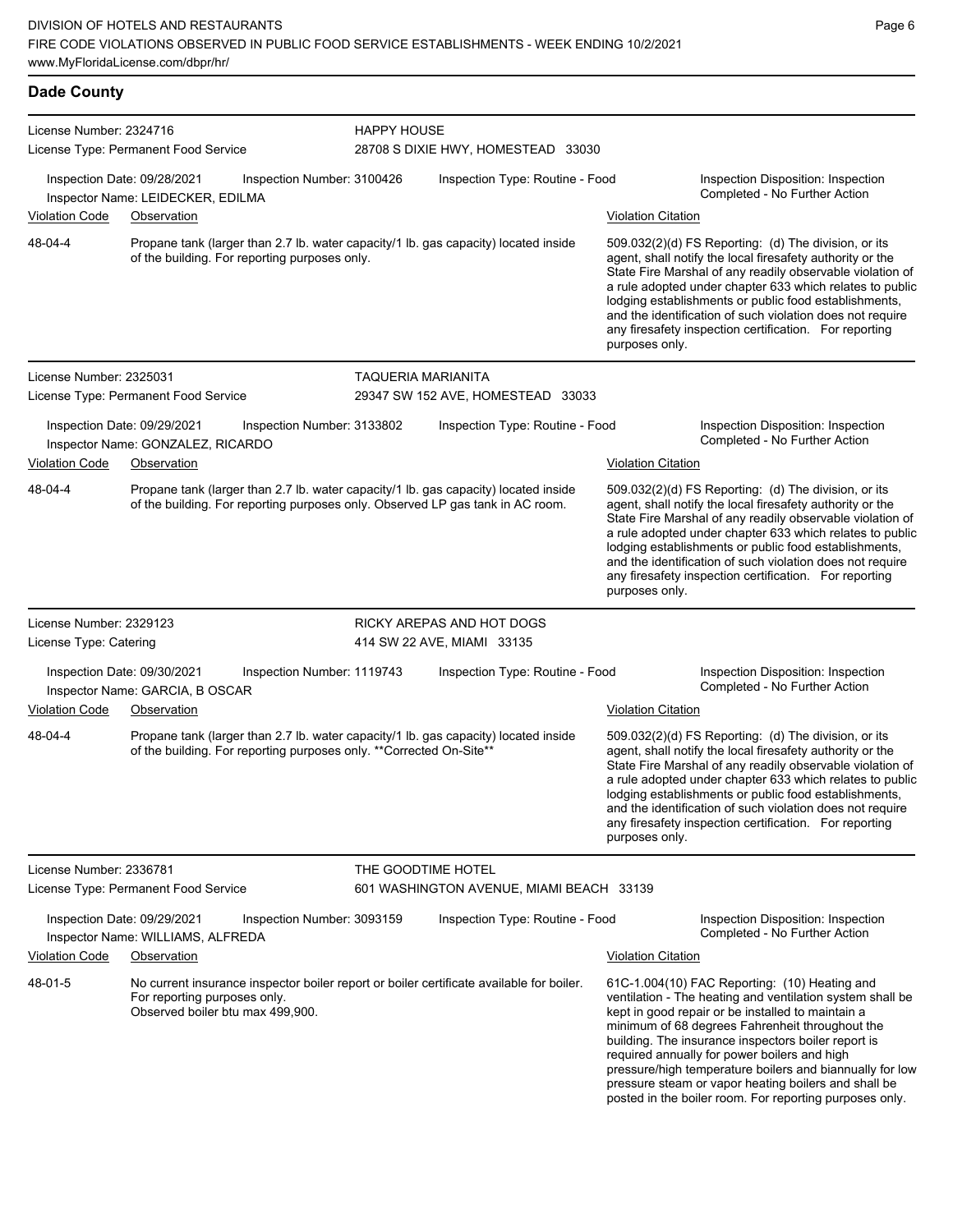## Dade County

**License Number:** 2324716
**License Type:** Permanent Food Service
**HAPPY HOUSE**
28708 S DIXIE HWY, HOMESTEAD 33030

Inspection Date: 09/28/2021 | Inspection Number: 3100426 | Inspection Type: Routine - Food | Inspection Disposition: Inspection Completed - No Further Action
Inspector Name: LEIDECKER, EDILMA

| Violation Code | Observation | Violation Citation |
|---|---|---|
| 48-04-4 | Propane tank (larger than 2.7 lb. water capacity/1 lb. gas capacity) located inside of the building. For reporting purposes only. | 509.032(2)(d) FS Reporting: (d) The division, or its agent, shall notify the local firesafety authority or the State Fire Marshal of any readily observable violation of a rule adopted under chapter 633 which relates to public lodging establishments or public food establishments, and the identification of such violation does not require any firesafety inspection certification. For reporting purposes only. |

---

**License Number:** 2325031
**License Type:** Permanent Food Service
**TAQUERIA MARIANITA**
29347 SW 152 AVE, HOMESTEAD 33033

Inspection Date: 09/29/2021 | Inspection Number: 3133802 | Inspection Type: Routine - Food | Inspection Disposition: Inspection Completed - No Further Action
Inspector Name: GONZALEZ, RICARDO

| Violation Code | Observation | Violation Citation |
|---|---|---|
| 48-04-4 | Propane tank (larger than 2.7 lb. water capacity/1 lb. gas capacity) located inside of the building. For reporting purposes only. Observed LP gas tank in AC room. | 509.032(2)(d) FS Reporting: (d) The division, or its agent, shall notify the local firesafety authority or the State Fire Marshal of any readily observable violation of a rule adopted under chapter 633 which relates to public lodging establishments or public food establishments, and the identification of such violation does not require any firesafety inspection certification. For reporting purposes only. |

---

**License Number:** 2329123
**License Type:** Catering
**RICKY AREPAS AND HOT DOGS**
414 SW 22 AVE, MIAMI 33135

Inspection Date: 09/30/2021 | Inspection Number: 1119743 | Inspection Type: Routine - Food | Inspection Disposition: Inspection Completed - No Further Action
Inspector Name: GARCIA, B OSCAR

| Violation Code | Observation | Violation Citation |
|---|---|---|
| 48-04-4 | Propane tank (larger than 2.7 lb. water capacity/1 lb. gas capacity) located inside of the building. For reporting purposes only. **Corrected On-Site** | 509.032(2)(d) FS Reporting: (d) The division, or its agent, shall notify the local firesafety authority or the State Fire Marshal of any readily observable violation of a rule adopted under chapter 633 which relates to public lodging establishments or public food establishments, and the identification of such violation does not require any firesafety inspection certification. For reporting purposes only. |

---

**License Number:** 2336781
**License Type:** Permanent Food Service
**THE GOODTIME HOTEL**
601 WASHINGTON AVENUE, MIAMI BEACH 33139

Inspection Date: 09/29/2021 | Inspection Number: 3093159 | Inspection Type: Routine - Food | Inspection Disposition: Inspection Completed - No Further Action
Inspector Name: WILLIAMS, ALFREDA

| Violation Code | Observation | Violation Citation |
|---|---|---|
| 48-01-5 | No current insurance inspector boiler report or boiler certificate available for boiler. For reporting purposes only. Observed boiler btu max 499,900. | 61C-1.004(10) FAC Reporting: (10) Heating and ventilation - The heating and ventilation system shall be kept in good repair or be installed to maintain a minimum of 68 degrees Fahrenheit throughout the building. The insurance inspectors boiler report is required annually for power boilers and high pressure/high temperature boilers and biannually for low pressure steam or vapor heating boilers and shall be posted in the boiler room. For reporting purposes only. |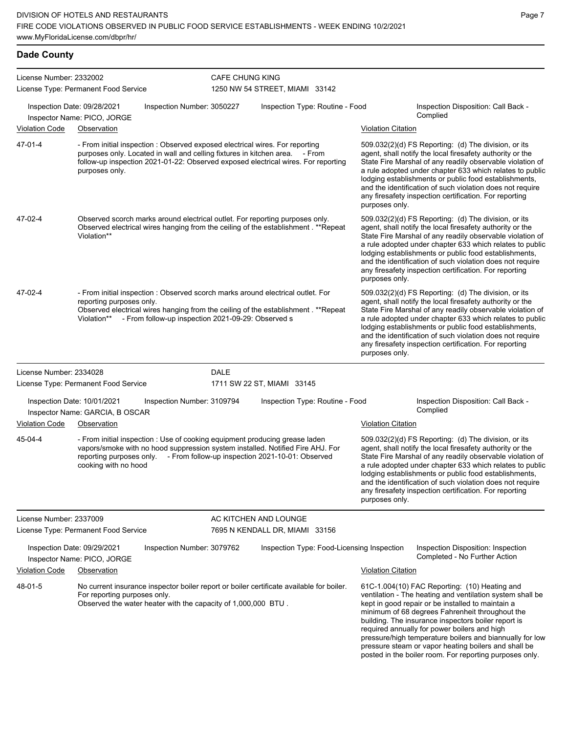## Dade County

**License Number:** 2332002 — **CAFE CHUNG KING**
**License Type:** Permanent Food Service — 1250 NW 54 STREET, MIAMI 33142

Inspection Date: 09/28/2021 | Inspection Number: 3050227 | Inspection Type: Routine - Food | Inspection Disposition: Call Back - Complied
Inspector Name: PICO, JORGE

| Violation Code | Observation | Violation Citation |
|---|---|---|
| 47-01-4 | - From initial inspection : Observed exposed electrical wires. For reporting purposes only. Located in wall and celling fixtures in kitchen area. - From follow-up inspection 2021-01-22: Observed exposed electrical wires. For reporting purposes only. | 509.032(2)(d) FS Reporting: (d) The division, or its agent, shall notify the local firesafety authority or the State Fire Marshal of any readily observable violation of a rule adopted under chapter 633 which relates to public lodging establishments or public food establishments, and the identification of such violation does not require any firesafety inspection certification. For reporting purposes only. |
| 47-02-4 | Observed scorch marks around electrical outlet. For reporting purposes only. Observed electrical wires hanging from the ceiling of the establishment . **Repeat Violation** | 509.032(2)(d) FS Reporting: (d) The division, or its agent, shall notify the local firesafety authority or the State Fire Marshal of any readily observable violation of a rule adopted under chapter 633 which relates to public lodging establishments or public food establishments, and the identification of such violation does not require any firesafety inspection certification. For reporting purposes only. |
| 47-02-4 | - From initial inspection : Observed scorch marks around electrical outlet. For reporting purposes only. Observed electrical wires hanging from the ceiling of the establishment . **Repeat Violation** - From follow-up inspection 2021-09-29: Observed s | 509.032(2)(d) FS Reporting: (d) The division, or its agent, shall notify the local firesafety authority or the State Fire Marshal of any readily observable violation of a rule adopted under chapter 633 which relates to public lodging establishments or public food establishments, and the identification of such violation does not require any firesafety inspection certification. For reporting purposes only. |

**License Number:** 2334028 — **DALE**
**License Type:** Permanent Food Service — 1711 SW 22 ST, MIAMI 33145

Inspection Date: 10/01/2021 | Inspection Number: 3109794 | Inspection Type: Routine - Food | Inspection Disposition: Call Back - Complied
Inspector Name: GARCIA, B OSCAR

| Violation Code | Observation | Violation Citation |
|---|---|---|
| 45-04-4 | - From initial inspection : Use of cooking equipment producing grease laden vapors/smoke with no hood suppression system installed. Notified Fire AHJ. For reporting purposes only. - From follow-up inspection 2021-10-01: Observed cooking with no hood | 509.032(2)(d) FS Reporting: (d) The division, or its agent, shall notify the local firesafety authority or the State Fire Marshal of any readily observable violation of a rule adopted under chapter 633 which relates to public lodging establishments or public food establishments, and the identification of such violation does not require any firesafety inspection certification. For reporting purposes only. |

**License Number:** 2337009 — **AC KITCHEN AND LOUNGE**
**License Type:** Permanent Food Service — 7695 N KENDALL DR, MIAMI 33156

Inspection Date: 09/29/2021 | Inspection Number: 3079762 | Inspection Type: Food-Licensing Inspection | Inspection Disposition: Inspection Completed - No Further Action
Inspector Name: PICO, JORGE

| Violation Code | Observation | Violation Citation |
|---|---|---|
| 48-01-5 | No current insurance inspector boiler report or boiler certificate available for boiler. For reporting purposes only. Observed the water heater with the capacity of 1,000,000 BTU . | 61C-1.004(10) FAC Reporting: (10) Heating and ventilation - The heating and ventilation system shall be kept in good repair or be installed to maintain a minimum of 68 degrees Fahrenheit throughout the building. The insurance inspectors boiler report is required annually for power boilers and high pressure/high temperature boilers and biannually for low pressure steam or vapor heating boilers and shall be posted in the boiler room. For reporting purposes only. |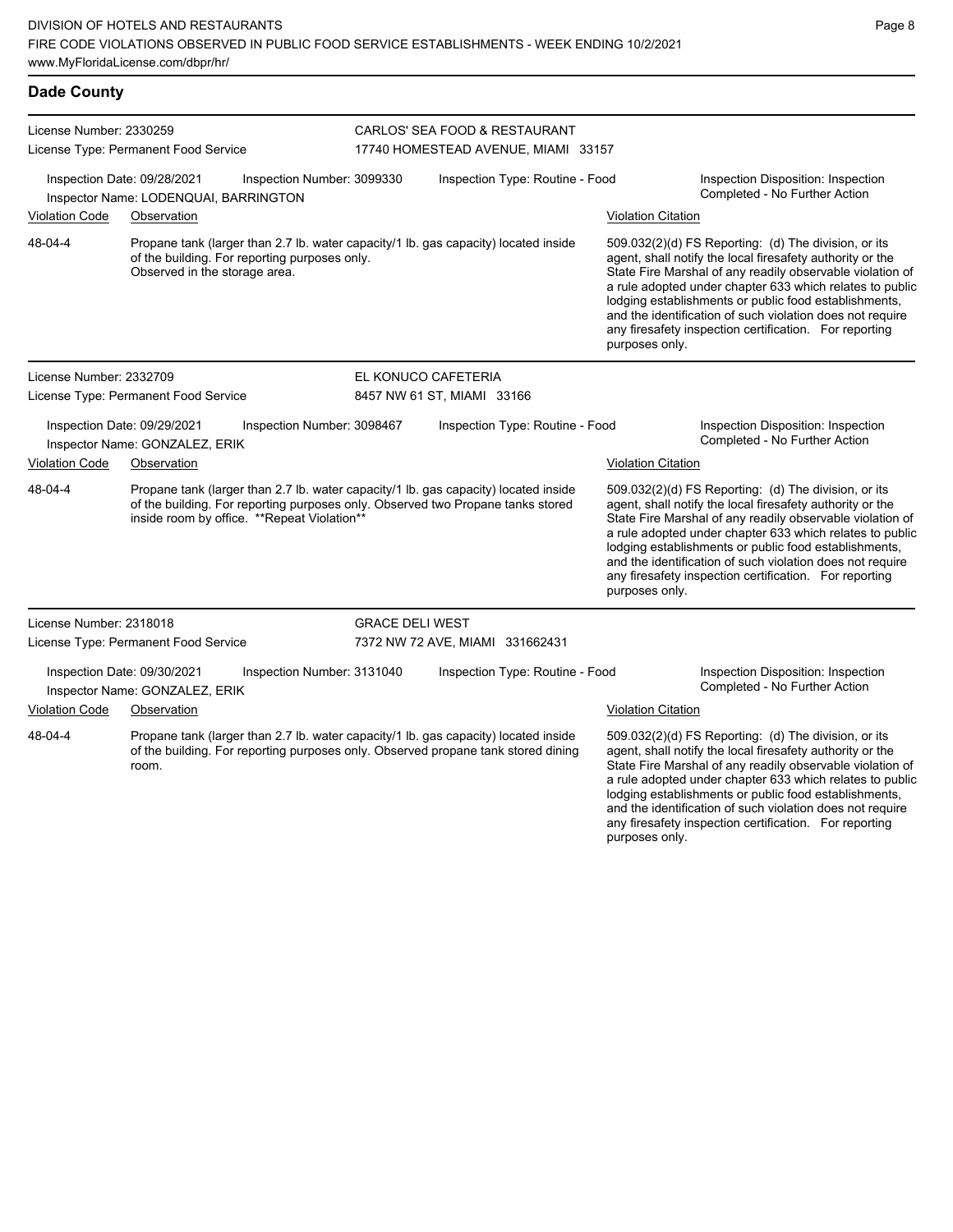## Dade County

**License Number:** 2330259
**License Type:** Permanent Food Service

**CARLOS' SEA FOOD & RESTAURANT**
17740 HOMESTEAD AVENUE, MIAMI 33157

**Inspection Date:** 09/28/2021 **Inspection Number:** 3099330 **Inspection Type:** Routine - Food
**Inspector Name:** LODENQUAI, BARRINGTON
**Inspection Disposition:** Inspection Completed - No Further Action

| Violation Code | Observation | Violation Citation |
|---|---|---|
| 48-04-4 | Propane tank (larger than 2.7 lb. water capacity/1 lb. gas capacity) located inside of the building. For reporting purposes only. Observed in the storage area. | 509.032(2)(d) FS Reporting: (d) The division, or its agent, shall notify the local firesafety authority or the State Fire Marshal of any readily observable violation of a rule adopted under chapter 633 which relates to public lodging establishments or public food establishments, and the identification of such violation does not require any firesafety inspection certification. For reporting purposes only. |

**License Number:** 2332709
**License Type:** Permanent Food Service

**EL KONUCO CAFETERIA**
8457 NW 61 ST, MIAMI 33166

**Inspection Date:** 09/29/2021 **Inspection Number:** 3098467 **Inspection Type:** Routine - Food
**Inspector Name:** GONZALEZ, ERIK
**Inspection Disposition:** Inspection Completed - No Further Action

| Violation Code | Observation | Violation Citation |
|---|---|---|
| 48-04-4 | Propane tank (larger than 2.7 lb. water capacity/1 lb. gas capacity) located inside of the building. For reporting purposes only. Observed two Propane tanks stored inside room by office. **Repeat Violation** | 509.032(2)(d) FS Reporting: (d) The division, or its agent, shall notify the local firesafety authority or the State Fire Marshal of any readily observable violation of a rule adopted under chapter 633 which relates to public lodging establishments or public food establishments, and the identification of such violation does not require any firesafety inspection certification. For reporting purposes only. |

**License Number:** 2318018
**License Type:** Permanent Food Service

**GRACE DELI WEST**
7372 NW 72 AVE, MIAMI 331662431

**Inspection Date:** 09/30/2021 **Inspection Number:** 3131040 **Inspection Type:** Routine - Food
**Inspector Name:** GONZALEZ, ERIK
**Inspection Disposition:** Inspection Completed - No Further Action

| Violation Code | Observation | Violation Citation |
|---|---|---|
| 48-04-4 | Propane tank (larger than 2.7 lb. water capacity/1 lb. gas capacity) located inside of the building. For reporting purposes only. Observed propane tank stored dining room. | 509.032(2)(d) FS Reporting: (d) The division, or its agent, shall notify the local firesafety authority or the State Fire Marshal of any readily observable violation of a rule adopted under chapter 633 which relates to public lodging establishments or public food establishments, and the identification of such violation does not require any firesafety inspection certification. For reporting purposes only. |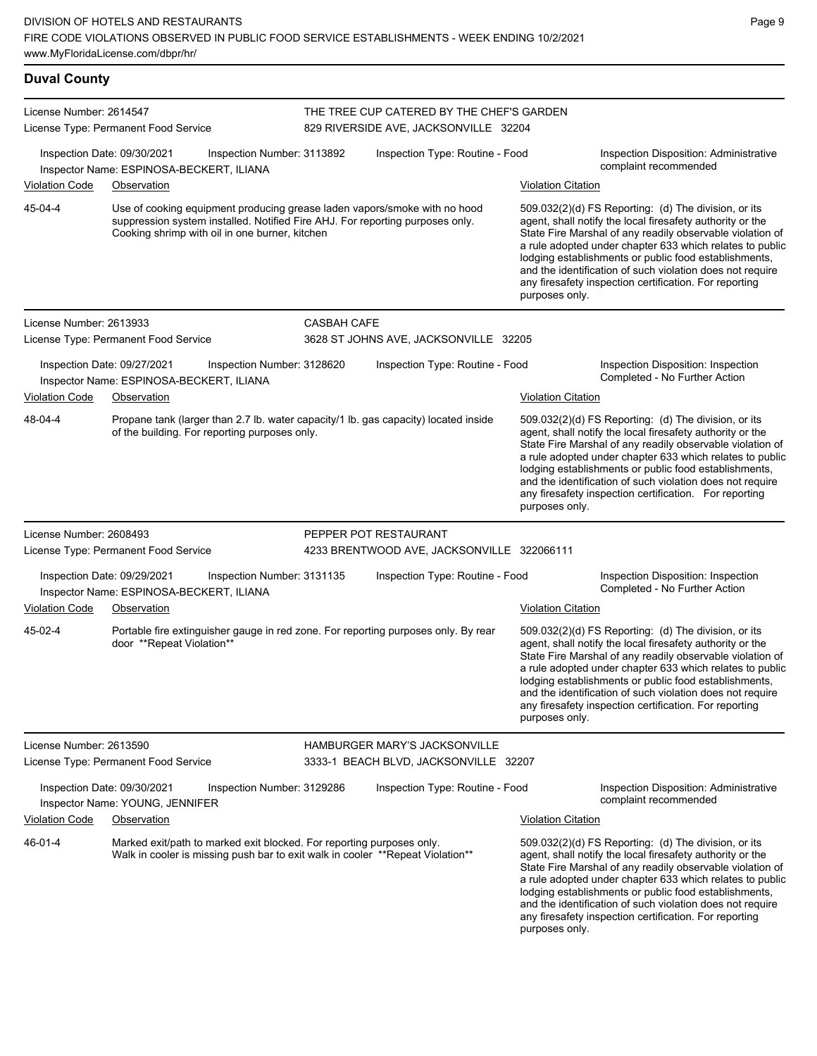## Duval County

**License Number:** 2614547
**License Type:** Permanent Food Service
**THE TREE CUP CATERED BY THE CHEF'S GARDEN**
829 RIVERSIDE AVE, JACKSONVILLE 32204

Inspection Date: 09/30/2021 | Inspection Number: 3113892 | Inspection Type: Routine - Food | Inspection Disposition: Administrative complaint recommended
Inspector Name: ESPINOSA-BECKERT, ILIANA

| Violation Code | Observation | Violation Citation |
|---|---|---|
| 45-04-4 | Use of cooking equipment producing grease laden vapors/smoke with no hood suppression system installed. Notified Fire AHJ. For reporting purposes only. Cooking shrimp with oil in one burner, kitchen | 509.032(2)(d) FS Reporting: (d) The division, or its agent, shall notify the local firesafety authority or the State Fire Marshal of any readily observable violation of a rule adopted under chapter 633 which relates to public lodging establishments or public food establishments, and the identification of such violation does not require any firesafety inspection certification. For reporting purposes only. |

**License Number:** 2613933
**License Type:** Permanent Food Service
**CASBAH CAFE**
3628 ST JOHNS AVE, JACKSONVILLE 32205

Inspection Date: 09/27/2021 | Inspection Number: 3128620 | Inspection Type: Routine - Food | Inspection Disposition: Inspection Completed - No Further Action
Inspector Name: ESPINOSA-BECKERT, ILIANA

| Violation Code | Observation | Violation Citation |
|---|---|---|
| 48-04-4 | Propane tank (larger than 2.7 lb. water capacity/1 lb. gas capacity) located inside of the building. For reporting purposes only. | 509.032(2)(d) FS Reporting: (d) The division, or its agent, shall notify the local firesafety authority or the State Fire Marshal of any readily observable violation of a rule adopted under chapter 633 which relates to public lodging establishments or public food establishments, and the identification of such violation does not require any firesafety inspection certification. For reporting purposes only. |

**License Number:** 2608493
**License Type:** Permanent Food Service
**PEPPER POT RESTAURANT**
4233 BRENTWOOD AVE, JACKSONVILLE 322066111

Inspection Date: 09/29/2021 | Inspection Number: 3131135 | Inspection Type: Routine - Food | Inspection Disposition: Inspection Completed - No Further Action
Inspector Name: ESPINOSA-BECKERT, ILIANA

| Violation Code | Observation | Violation Citation |
|---|---|---|
| 45-02-4 | Portable fire extinguisher gauge in red zone. For reporting purposes only. By rear door **Repeat Violation** | 509.032(2)(d) FS Reporting: (d) The division, or its agent, shall notify the local firesafety authority or the State Fire Marshal of any readily observable violation of a rule adopted under chapter 633 which relates to public lodging establishments or public food establishments, and the identification of such violation does not require any firesafety inspection certification. For reporting purposes only. |

**License Number:** 2613590
**License Type:** Permanent Food Service
**HAMBURGER MARY'S JACKSONVILLE**
3333-1 BEACH BLVD, JACKSONVILLE 32207

Inspection Date: 09/30/2021 | Inspection Number: 3129286 | Inspection Type: Routine - Food | Inspection Disposition: Administrative complaint recommended
Inspector Name: YOUNG, JENNIFER

| Violation Code | Observation | Violation Citation |
|---|---|---|
| 46-01-4 | Marked exit/path to marked exit blocked. For reporting purposes only. Walk in cooler is missing push bar to exit walk in cooler **Repeat Violation** | 509.032(2)(d) FS Reporting: (d) The division, or its agent, shall notify the local firesafety authority or the State Fire Marshal of any readily observable violation of a rule adopted under chapter 633 which relates to public lodging establishments or public food establishments, and the identification of such violation does not require any firesafety inspection certification. For reporting purposes only. |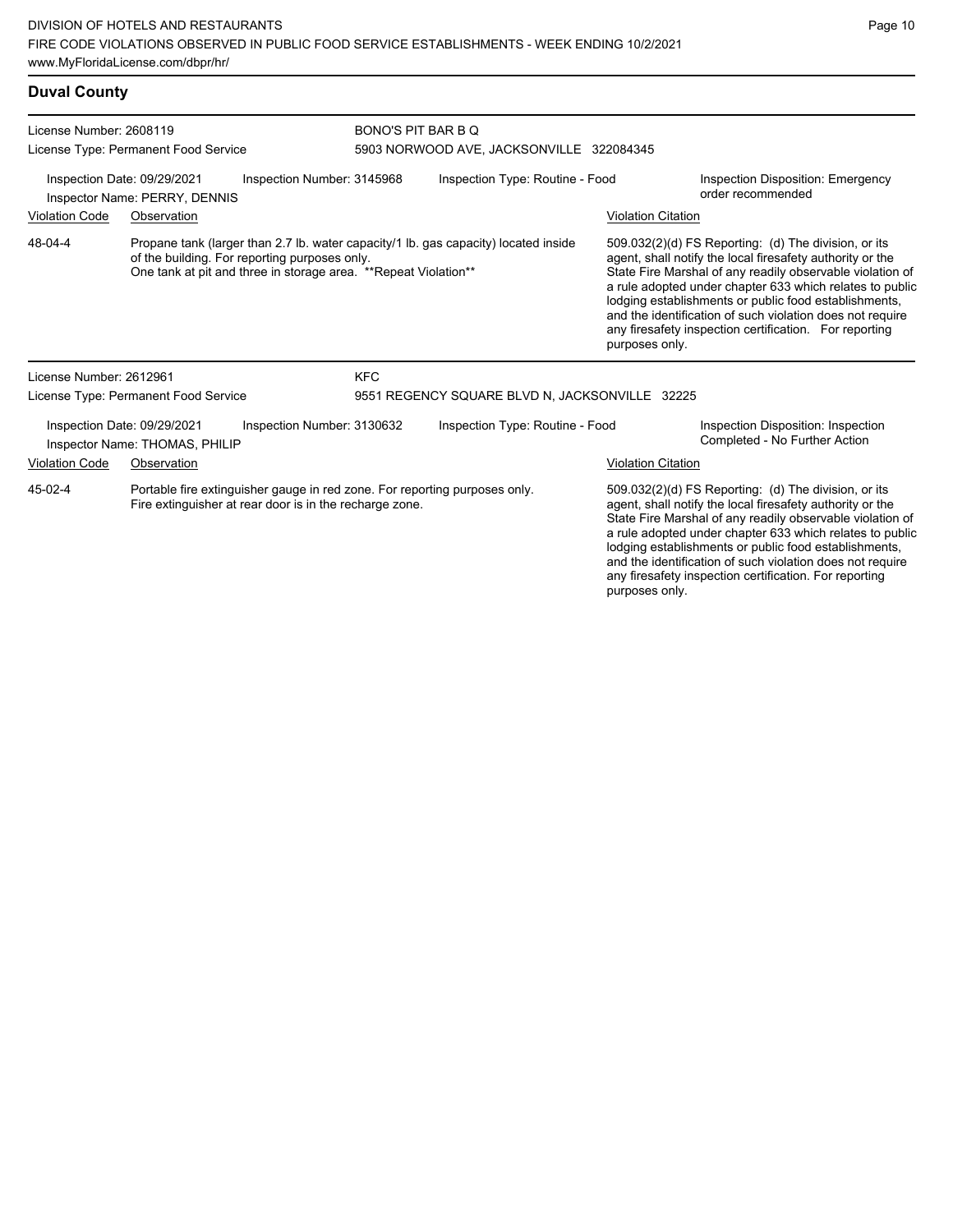## Duval County

**License Number:** 2608119
**License Type:** Permanent Food Service

**BONO'S PIT BAR B Q**
5903 NORWOOD AVE, JACKSONVILLE 322084345

**Inspection Date:** 09/29/2021
**Inspector Name:** PERRY, DENNIS
**Inspection Number:** 3145968
**Inspection Type:** Routine - Food
**Inspection Disposition:** Emergency order recommended

| Violation Code | Observation | Violation Citation |
| --- | --- | --- |
| 48-04-4 | Propane tank (larger than 2.7 lb. water capacity/1 lb. gas capacity) located inside of the building. For reporting purposes only. One tank at pit and three in storage area. **Repeat Violation** | 509.032(2)(d) FS Reporting: (d) The division, or its agent, shall notify the local firesafety authority or the State Fire Marshal of any readily observable violation of a rule adopted under chapter 633 which relates to public lodging establishments or public food establishments, and the identification of such violation does not require any firesafety inspection certification. For reporting purposes only. |

**License Number:** 2612961
**License Type:** Permanent Food Service

**KFC**
9551 REGENCY SQUARE BLVD N, JACKSONVILLE 32225

**Inspection Date:** 09/29/2021
**Inspector Name:** THOMAS, PHILIP
**Inspection Number:** 3130632
**Inspection Type:** Routine - Food
**Inspection Disposition:** Inspection Completed - No Further Action

| Violation Code | Observation | Violation Citation |
| --- | --- | --- |
| 45-02-4 | Portable fire extinguisher gauge in red zone. For reporting purposes only. Fire extinguisher at rear door is in the recharge zone. | 509.032(2)(d) FS Reporting: (d) The division, or its agent, shall notify the local firesafety authority or the State Fire Marshal of any readily observable violation of a rule adopted under chapter 633 which relates to public lodging establishments or public food establishments, and the identification of such violation does not require any firesafety inspection certification. For reporting purposes only. |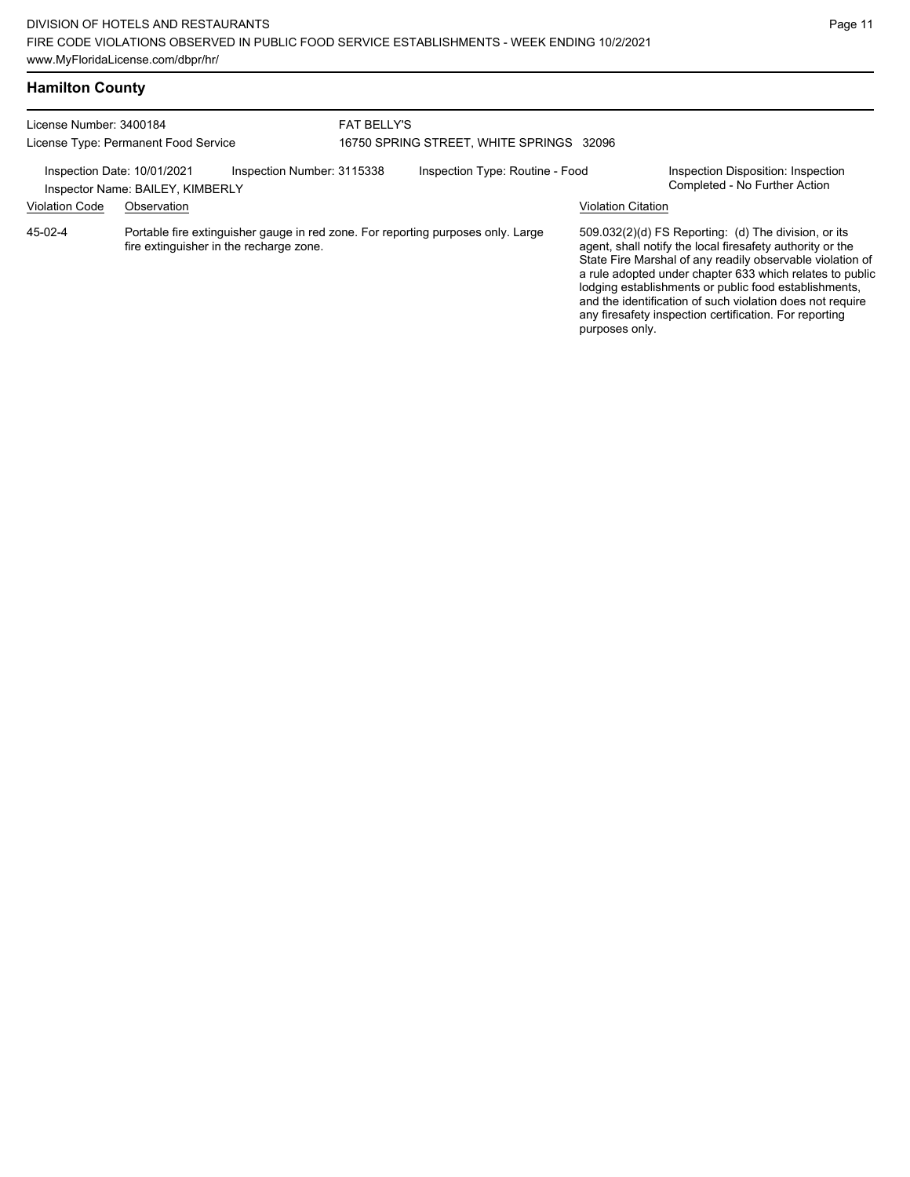## Hamilton County

License Number: 3400184
License Type: Permanent Food Service

FAT BELLY'S
16750 SPRING STREET, WHITE SPRINGS 32096

Inspection Date: 10/01/2021 | Inspection Number: 3115338 | Inspection Type: Routine - Food | Inspection Disposition: Inspection Completed - No Further Action

Inspector Name: BAILEY, KIMBERLY

| Violation Code | Observation | Violation Citation |
|---|---|---|
| 45-02-4 | Portable fire extinguisher gauge in red zone. For reporting purposes only. Large fire extinguisher in the recharge zone. | 509.032(2)(d) FS Reporting: (d) The division, or its agent, shall notify the local firesafety authority or the State Fire Marshal of any readily observable violation of a rule adopted under chapter 633 which relates to public lodging establishments or public food establishments, and the identification of such violation does not require any firesafety inspection certification. For reporting purposes only. |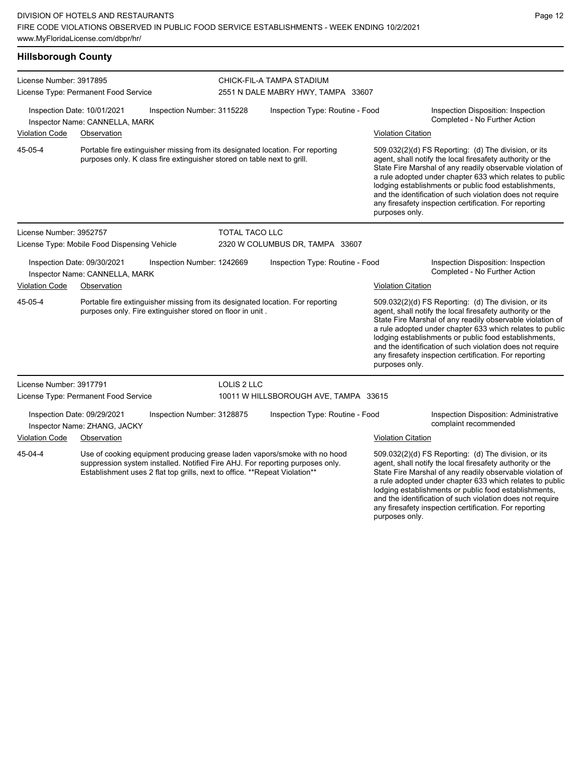## Hillsborough County

**License Number:** 3917895
**License Type:** Permanent Food Service

**CHICK-FIL-A TAMPA STADIUM**
2551 N DALE MABRY HWY, TAMPA 33607

**Inspection Date:** 10/01/2021
**Inspection Number:** 3115228
**Inspection Type:** Routine - Food
**Inspector Name:** CANNELLA, MARK
**Inspection Disposition:** Inspection Completed - No Further Action

| Violation Code | Observation | Violation Citation |
| --- | --- | --- |
| 45-05-4 | Portable fire extinguisher missing from its designated location. For reporting purposes only. K class fire extinguisher stored on table next to grill. | 509.032(2)(d) FS Reporting: (d) The division, or its agent, shall notify the local firesafety authority or the State Fire Marshal of any readily observable violation of a rule adopted under chapter 633 which relates to public lodging establishments or public food establishments, and the identification of such violation does not require any firesafety inspection certification. For reporting purposes only. |

---

**License Number:** 3952757
**License Type:** Mobile Food Dispensing Vehicle

**TOTAL TACO LLC**
2320 W COLUMBUS DR, TAMPA 33607

**Inspection Date:** 09/30/2021
**Inspection Number:** 1242669
**Inspection Type:** Routine - Food
**Inspector Name:** CANNELLA, MARK
**Inspection Disposition:** Inspection Completed - No Further Action

| Violation Code | Observation | Violation Citation |
| --- | --- | --- |
| 45-05-4 | Portable fire extinguisher missing from its designated location. For reporting purposes only. Fire extinguisher stored on floor in unit . | 509.032(2)(d) FS Reporting: (d) The division, or its agent, shall notify the local firesafety authority or the State Fire Marshal of any readily observable violation of a rule adopted under chapter 633 which relates to public lodging establishments or public food establishments, and the identification of such violation does not require any firesafety inspection certification. For reporting purposes only. |

---

**License Number:** 3917791
**License Type:** Permanent Food Service

**LOLIS 2 LLC**
10011 W HILLSBOROUGH AVE, TAMPA 33615

**Inspection Date:** 09/29/2021
**Inspection Number:** 3128875
**Inspection Type:** Routine - Food
**Inspector Name:** ZHANG, JACKY
**Inspection Disposition:** Administrative complaint recommended

| Violation Code | Observation | Violation Citation |
| --- | --- | --- |
| 45-04-4 | Use of cooking equipment producing grease laden vapors/smoke with no hood suppression system installed. Notified Fire AHJ. For reporting purposes only. Establishment uses 2 flat top grills, next to office. **Repeat Violation** | 509.032(2)(d) FS Reporting: (d) The division, or its agent, shall notify the local firesafety authority or the State Fire Marshal of any readily observable violation of a rule adopted under chapter 633 which relates to public lodging establishments or public food establishments, and the identification of such violation does not require any firesafety inspection certification. For reporting purposes only. |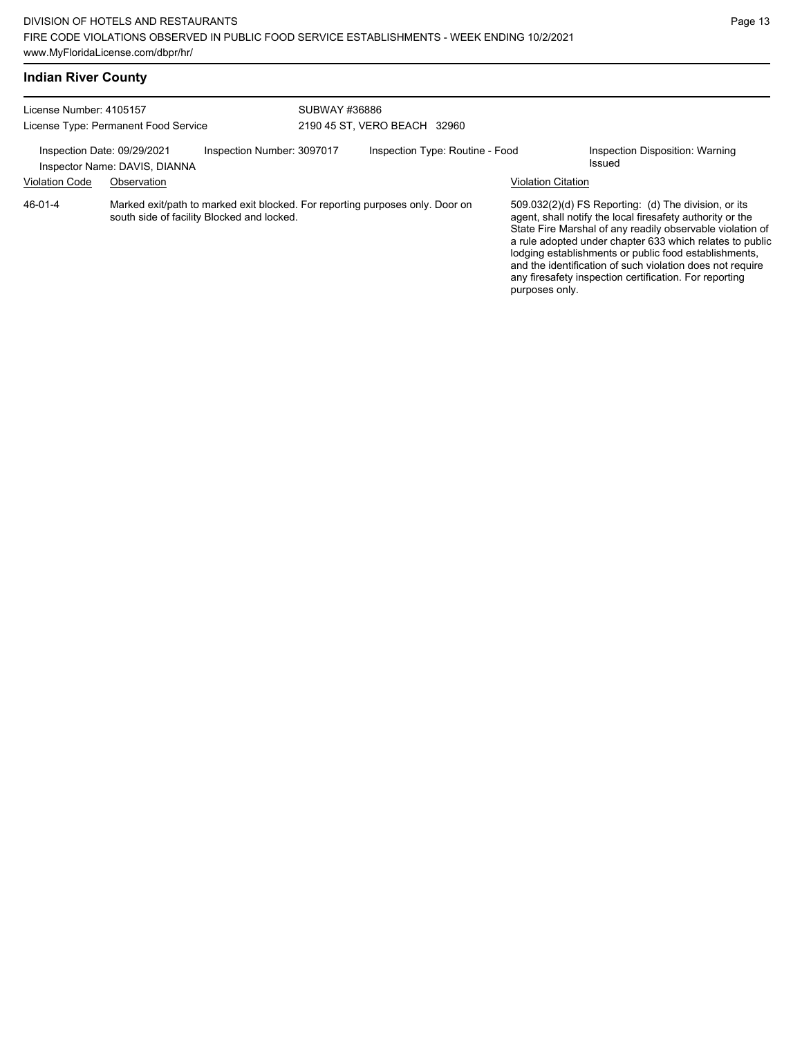## Indian River County

License Number: 4105157
License Type: Permanent Food Service

SUBWAY #36886
2190 45 ST, VERO BEACH 32960

Inspection Date: 09/29/2021
Inspector Name: DAVIS, DIANNA

Inspection Number: 3097017

Inspection Type: Routine - Food

Inspection Disposition: Warning Issued

| Violation Code | Observation | Violation Citation |
| --- | --- | --- |
| 46-01-4 | Marked exit/path to marked exit blocked. For reporting purposes only. Door on south side of facility Blocked and locked. | 509.032(2)(d) FS Reporting: (d) The division, or its agent, shall notify the local firesafety authority or the State Fire Marshal of any readily observable violation of a rule adopted under chapter 633 which relates to public lodging establishments or public food establishments, and the identification of such violation does not require any firesafety inspection certification. For reporting purposes only. |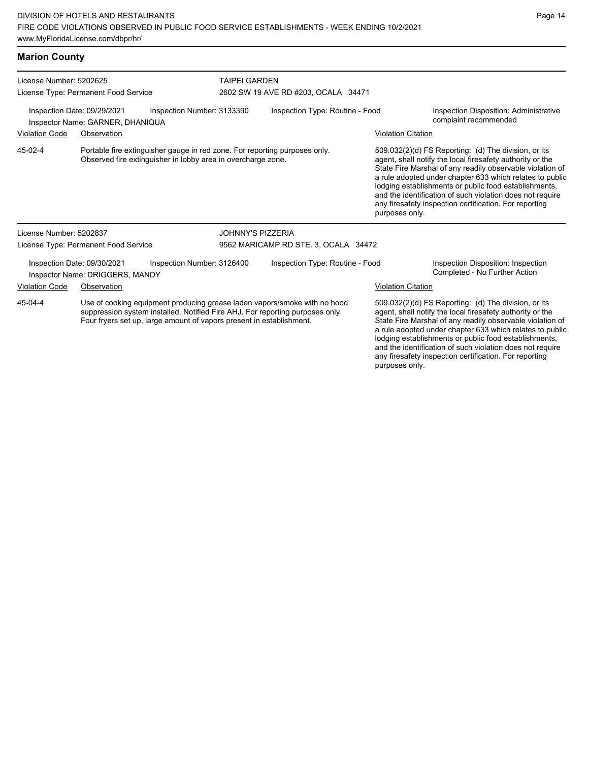## Marion County

**License Number:** 5202625
**License Type:** Permanent Food Service

**TAIPEI GARDEN**
2602 SW 19 AVE RD #203, OCALA 34471

**Inspection Date:** 09/29/2021
**Inspection Number:** 3133390
**Inspection Type:** Routine - Food
**Inspection Disposition:** Administrative complaint recommended
**Inspector Name:** GARNER, DHANIQUA

| Violation Code | Observation | Violation Citation |
|---|---|---|
| 45-02-4 | Portable fire extinguisher gauge in red zone. For reporting purposes only. Observed fire extinguisher in lobby area in overcharge zone. | 509.032(2)(d) FS Reporting: (d) The division, or its agent, shall notify the local firesafety authority or the State Fire Marshal of any readily observable violation of a rule adopted under chapter 633 which relates to public lodging establishments or public food establishments, and the identification of such violation does not require any firesafety inspection certification. For reporting purposes only. |

**License Number:** 5202837
**License Type:** Permanent Food Service

**JOHNNY'S PIZZERIA**
9562 MARICAMP RD STE. 3, OCALA 34472

**Inspection Date:** 09/30/2021
**Inspection Number:** 3126400
**Inspection Type:** Routine - Food
**Inspection Disposition:** Inspection Completed - No Further Action
**Inspector Name:** DRIGGERS, MANDY

| Violation Code | Observation | Violation Citation |
|---|---|---|
| 45-04-4 | Use of cooking equipment producing grease laden vapors/smoke with no hood suppression system installed. Notified Fire AHJ. For reporting purposes only. Four fryers set up, large amount of vapors present in establishment. | 509.032(2)(d) FS Reporting: (d) The division, or its agent, shall notify the local firesafety authority or the State Fire Marshal of any readily observable violation of a rule adopted under chapter 633 which relates to public lodging establishments or public food establishments, and the identification of such violation does not require any firesafety inspection certification. For reporting purposes only. |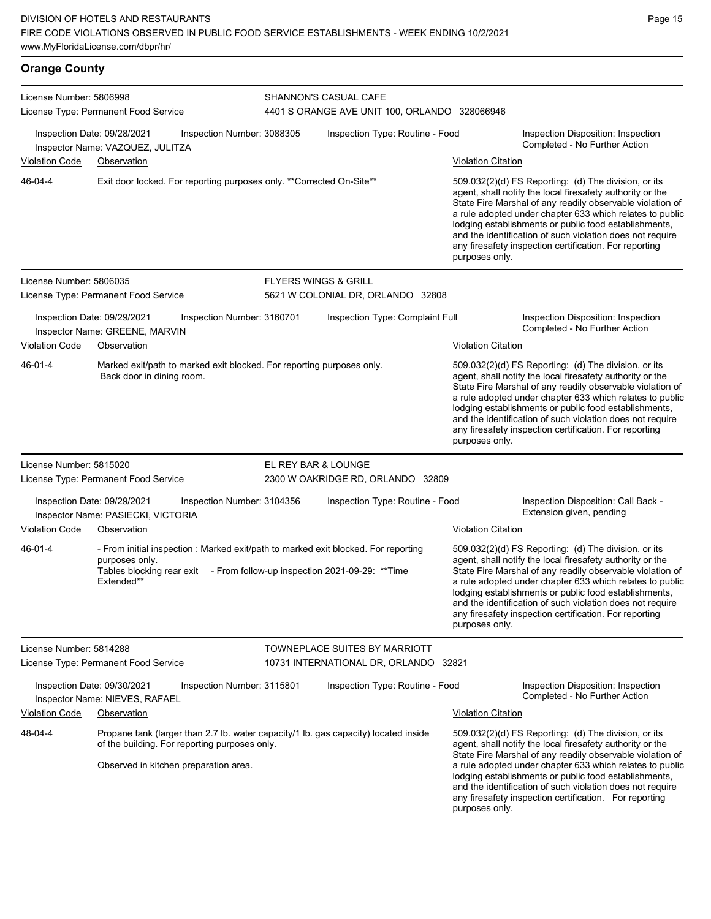## Orange County

**License Number:** 5806998
**License Type:** Permanent Food Service

**SHANNON'S CASUAL CAFE**
4401 S ORANGE AVE UNIT 100, ORLANDO 328066946

Inspection Date: 09/28/2021 | Inspection Number: 3088305 | Inspection Type: Routine - Food | Inspection Disposition: Inspection Completed - No Further Action
Inspector Name: VAZQUEZ, JULITZA

| Violation Code | Observation | Violation Citation |
|---|---|---|
| 46-04-4 | Exit door locked. For reporting purposes only. **Corrected On-Site** | 509.032(2)(d) FS Reporting: (d) The division, or its agent, shall notify the local firesafety authority or the State Fire Marshal of any readily observable violation of a rule adopted under chapter 633 which relates to public lodging establishments or public food establishments, and the identification of such violation does not require any firesafety inspection certification. For reporting purposes only. |

---

**License Number:** 5806035
**License Type:** Permanent Food Service

**FLYERS WINGS & GRILL**
5621 W COLONIAL DR, ORLANDO 32808

Inspection Date: 09/29/2021 | Inspection Number: 3160701 | Inspection Type: Complaint Full | Inspection Disposition: Inspection Completed - No Further Action
Inspector Name: GREENE, MARVIN

| Violation Code | Observation | Violation Citation |
|---|---|---|
| 46-01-4 | Marked exit/path to marked exit blocked. For reporting purposes only. Back door in dining room. | 509.032(2)(d) FS Reporting: (d) The division, or its agent, shall notify the local firesafety authority or the State Fire Marshal of any readily observable violation of a rule adopted under chapter 633 which relates to public lodging establishments or public food establishments, and the identification of such violation does not require any firesafety inspection certification. For reporting purposes only. |

---

**License Number:** 5815020
**License Type:** Permanent Food Service

**EL REY BAR & LOUNGE**
2300 W OAKRIDGE RD, ORLANDO 32809

Inspection Date: 09/29/2021 | Inspection Number: 3104356 | Inspection Type: Routine - Food | Inspection Disposition: Call Back - Extension given, pending
Inspector Name: PASIECKI, VICTORIA

| Violation Code | Observation | Violation Citation |
|---|---|---|
| 46-01-4 | - From initial inspection : Marked exit/path to marked exit blocked. For reporting purposes only. Tables blocking rear exit - From follow-up inspection 2021-09-29: **Time Extended** | 509.032(2)(d) FS Reporting: (d) The division, or its agent, shall notify the local firesafety authority or the State Fire Marshal of any readily observable violation of a rule adopted under chapter 633 which relates to public lodging establishments or public food establishments, and the identification of such violation does not require any firesafety inspection certification. For reporting purposes only. |

---

**License Number:** 5814288
**License Type:** Permanent Food Service

**TOWNEPLACE SUITES BY MARRIOTT**
10731 INTERNATIONAL DR, ORLANDO 32821

Inspection Date: 09/30/2021 | Inspection Number: 3115801 | Inspection Type: Routine - Food | Inspection Disposition: Inspection Completed - No Further Action
Inspector Name: NIEVES, RAFAEL

| Violation Code | Observation | Violation Citation |
|---|---|---|
| 48-04-4 | Propane tank (larger than 2.7 lb. water capacity/1 lb. gas capacity) located inside of the building. For reporting purposes only. Observed in kitchen preparation area. | 509.032(2)(d) FS Reporting: (d) The division, or its agent, shall notify the local firesafety authority or the State Fire Marshal of any readily observable violation of a rule adopted under chapter 633 which relates to public lodging establishments or public food establishments, and the identification of such violation does not require any firesafety inspection certification. For reporting purposes only. |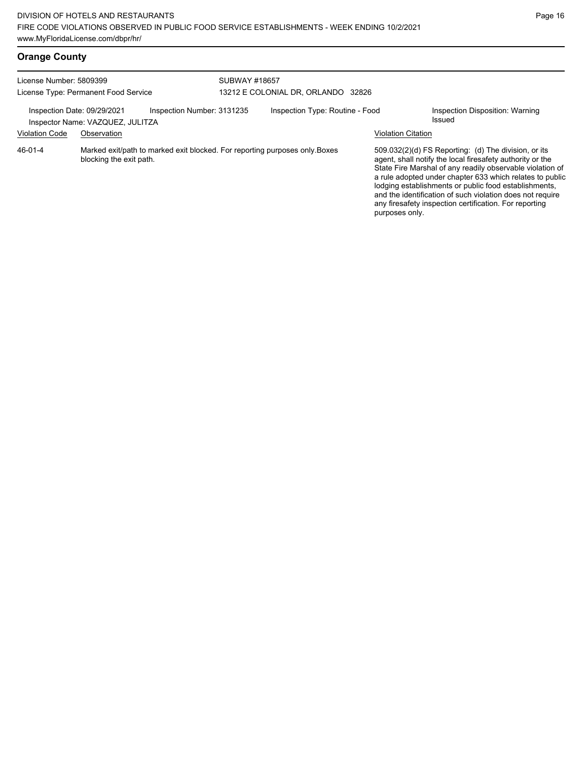## Orange County

License Number: 5809399
License Type: Permanent Food Service

SUBWAY #18657
13212 E COLONIAL DR, ORLANDO 32826

Inspection Date: 09/29/2021
Inspection Number: 3131235
Inspection Type: Routine - Food
Inspection Disposition: Warning Issued
Inspector Name: VAZQUEZ, JULITZA

| Violation Code | Observation | Violation Citation |
| --- | --- | --- |
| 46-01-4 | Marked exit/path to marked exit blocked. For reporting purposes only.Boxes blocking the exit path. | 509.032(2)(d) FS Reporting: (d) The division, or its agent, shall notify the local firesafety authority or the State Fire Marshal of any readily observable violation of a rule adopted under chapter 633 which relates to public lodging establishments or public food establishments, and the identification of such violation does not require any firesafety inspection certification. For reporting purposes only. |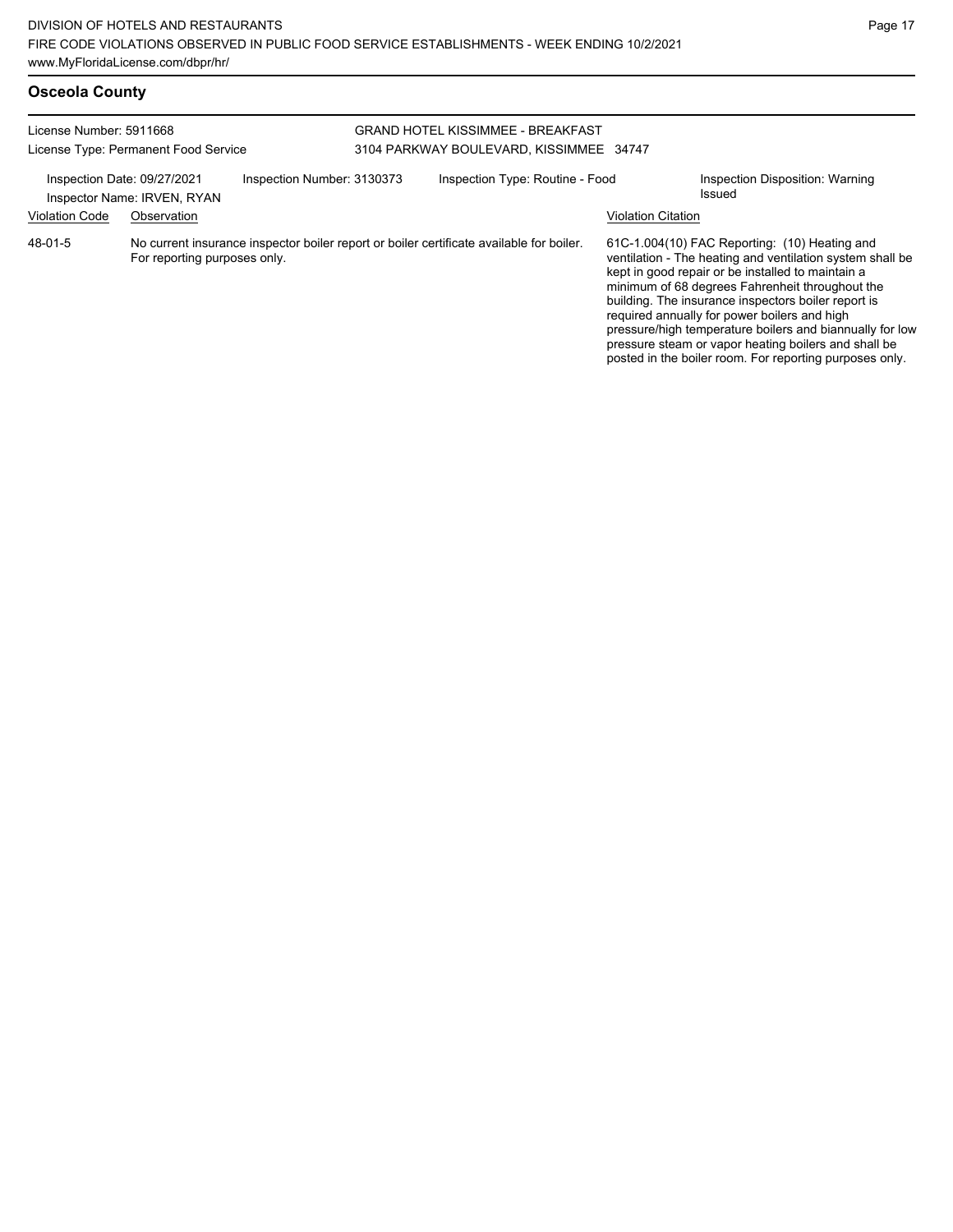## Osceola County

License Number: 5911668
License Type: Permanent Food Service

GRAND HOTEL KISSIMMEE - BREAKFAST
3104 PARKWAY BOULEVARD, KISSIMMEE 34747

Inspection Date: 09/27/2021
Inspector Name: IRVEN, RYAN
Inspection Number: 3130373
Inspection Type: Routine - Food
Inspection Disposition: Warning Issued

| Violation Code | Observation | Violation Citation |
| --- | --- | --- |
| 48-01-5 | No current insurance inspector boiler report or boiler certificate available for boiler. For reporting purposes only. | 61C-1.004(10) FAC Reporting: (10) Heating and ventilation - The heating and ventilation system shall be kept in good repair or be installed to maintain a minimum of 68 degrees Fahrenheit throughout the building. The insurance inspectors boiler report is required annually for power boilers and high pressure/high temperature boilers and biannually for low pressure steam or vapor heating boilers and shall be posted in the boiler room. For reporting purposes only. |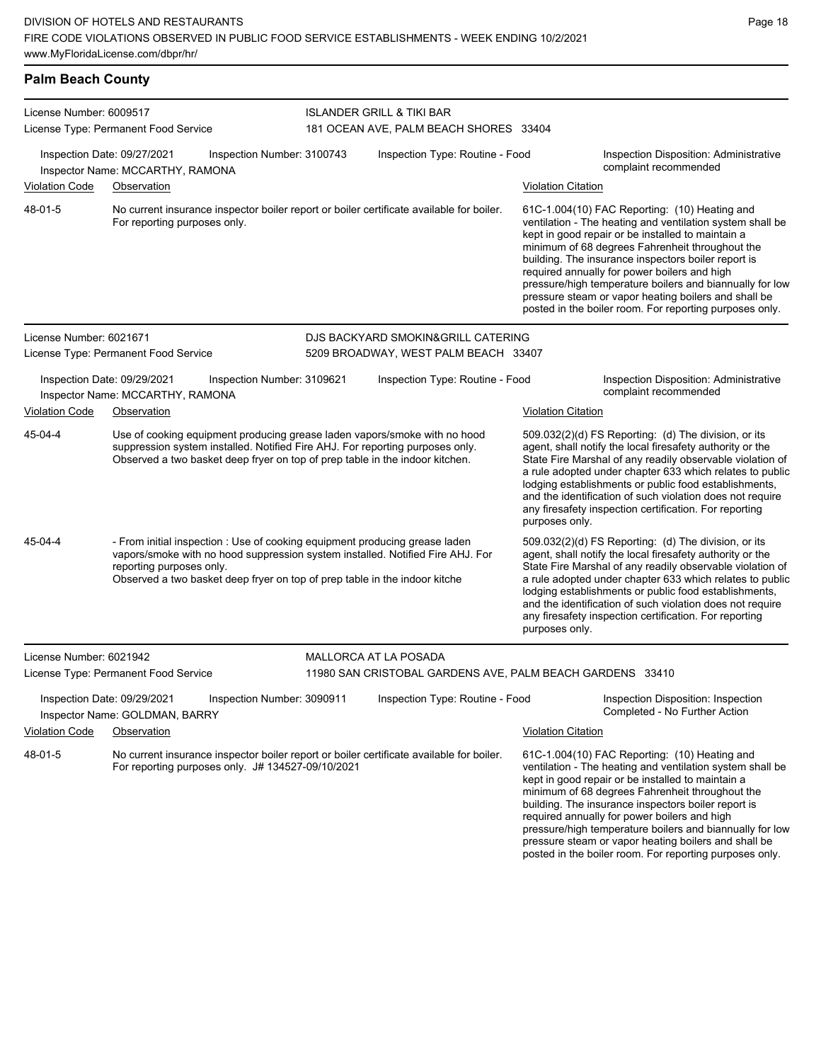## Palm Beach County

**License Number:** 6009517
**License Type:** Permanent Food Service

**ISLANDER GRILL & TIKI BAR**
181 OCEAN AVE, PALM BEACH SHORES 33404

Inspection Date: 09/27/2021 | Inspection Number: 3100743 | Inspection Type: Routine - Food | Inspection Disposition: Administrative complaint recommended
Inspector Name: MCCARTHY, RAMONA

| Violation Code | Observation | Violation Citation |
| --- | --- | --- |
| 48-01-5 | No current insurance inspector boiler report or boiler certificate available for boiler. For reporting purposes only. | 61C-1.004(10) FAC Reporting: (10) Heating and ventilation - The heating and ventilation system shall be kept in good repair or be installed to maintain a minimum of 68 degrees Fahrenheit throughout the building. The insurance inspectors boiler report is required annually for power boilers and high pressure/high temperature boilers and biannually for low pressure steam or vapor heating boilers and shall be posted in the boiler room. For reporting purposes only. |

**License Number:** 6021671
**License Type:** Permanent Food Service

**DJS BACKYARD SMOKIN&GRILL CATERING**
5209 BROADWAY, WEST PALM BEACH 33407

Inspection Date: 09/29/2021 | Inspection Number: 3109621 | Inspection Type: Routine - Food | Inspection Disposition: Administrative complaint recommended
Inspector Name: MCCARTHY, RAMONA

| Violation Code | Observation | Violation Citation |
| --- | --- | --- |
| 45-04-4 | Use of cooking equipment producing grease laden vapors/smoke with no hood suppression system installed. Notified Fire AHJ. For reporting purposes only. Observed a two basket deep fryer on top of prep table in the indoor kitchen. | 509.032(2)(d) FS Reporting: (d) The division, or its agent, shall notify the local firesafety authority or the State Fire Marshal of any readily observable violation of a rule adopted under chapter 633 which relates to public lodging establishments or public food establishments, and the identification of such violation does not require any firesafety inspection certification. For reporting purposes only. |
| 45-04-4 | - From initial inspection : Use of cooking equipment producing grease laden vapors/smoke with no hood suppression system installed. Notified Fire AHJ. For reporting purposes only. Observed a two basket deep fryer on top of prep table in the indoor kitche | 509.032(2)(d) FS Reporting: (d) The division, or its agent, shall notify the local firesafety authority or the State Fire Marshal of any readily observable violation of a rule adopted under chapter 633 which relates to public lodging establishments or public food establishments, and the identification of such violation does not require any firesafety inspection certification. For reporting purposes only. |

**License Number:** 6021942
**License Type:** Permanent Food Service

**MALLORCA AT LA POSADA**
11980 SAN CRISTOBAL GARDENS AVE, PALM BEACH GARDENS 33410

Inspection Date: 09/29/2021 | Inspection Number: 3090911 | Inspection Type: Routine - Food | Inspection Disposition: Inspection Completed - No Further Action
Inspector Name: GOLDMAN, BARRY

| Violation Code | Observation | Violation Citation |
| --- | --- | --- |
| 48-01-5 | No current insurance inspector boiler report or boiler certificate available for boiler. For reporting purposes only. J# 134527-09/10/2021 | 61C-1.004(10) FAC Reporting: (10) Heating and ventilation - The heating and ventilation system shall be kept in good repair or be installed to maintain a minimum of 68 degrees Fahrenheit throughout the building. The insurance inspectors boiler report is required annually for power boilers and high pressure/high temperature boilers and biannually for low pressure steam or vapor heating boilers and shall be posted in the boiler room. For reporting purposes only. |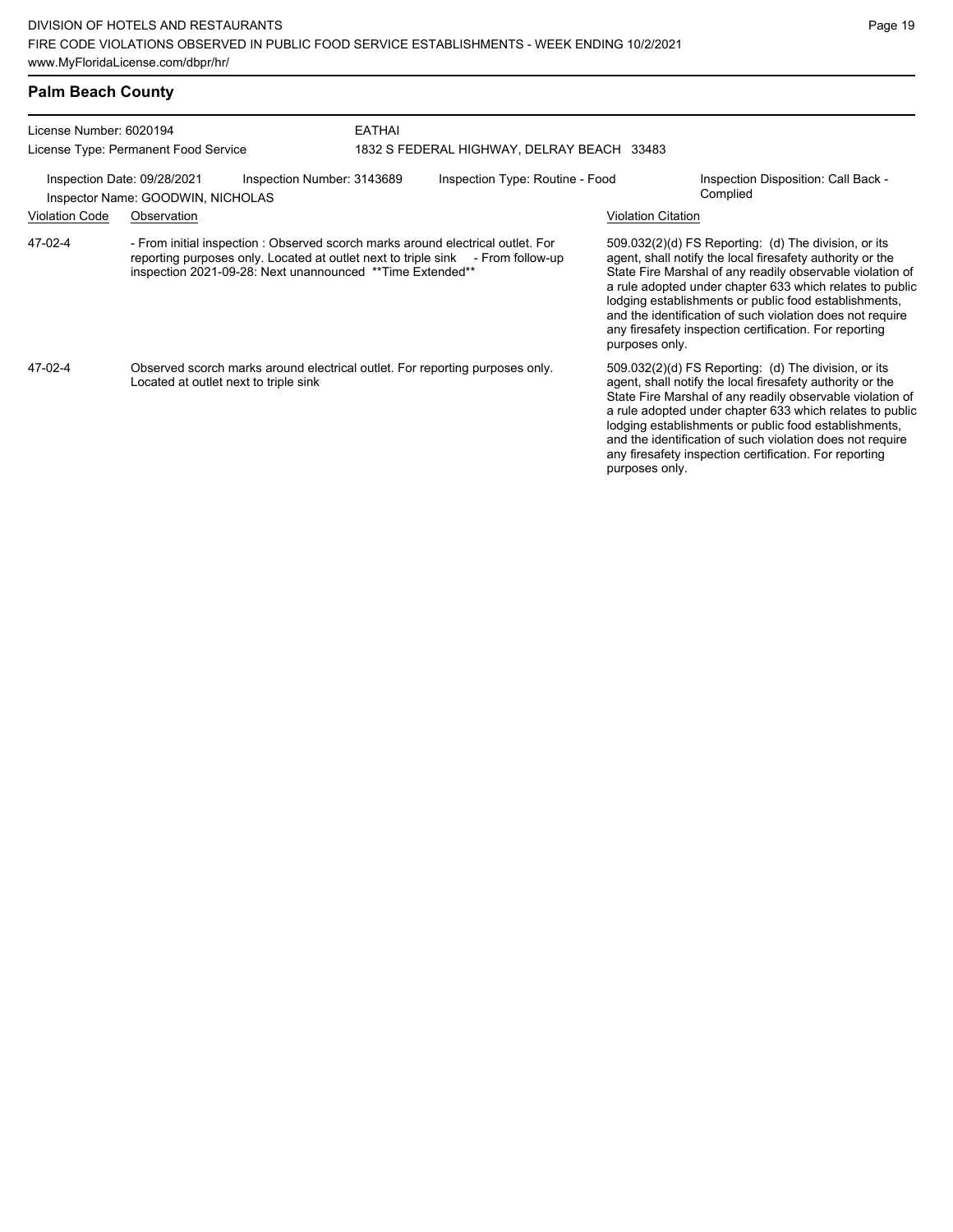## Palm Beach County

License Number: 6020194
License Type: Permanent Food Service

EATHAI
1832 S FEDERAL HIGHWAY, DELRAY BEACH 33483

Inspection Date: 09/28/2021 Inspection Number: 3143689 Inspection Type: Routine - Food Inspection Disposition: Call Back - Complied
Inspector Name: GOODWIN, NICHOLAS

| Violation Code | Observation | Violation Citation |
|---|---|---|
| 47-02-4 | - From initial inspection : Observed scorch marks around electrical outlet. For reporting purposes only. Located at outlet next to triple sink - From follow-up inspection 2021-09-28: Next unannounced **Time Extended** | 509.032(2)(d) FS Reporting: (d) The division, or its agent, shall notify the local firesafety authority or the State Fire Marshal of any readily observable violation of a rule adopted under chapter 633 which relates to public lodging establishments or public food establishments, and the identification of such violation does not require any firesafety inspection certification. For reporting purposes only. |
| 47-02-4 | Observed scorch marks around electrical outlet. For reporting purposes only. Located at outlet next to triple sink | 509.032(2)(d) FS Reporting: (d) The division, or its agent, shall notify the local firesafety authority or the State Fire Marshal of any readily observable violation of a rule adopted under chapter 633 which relates to public lodging establishments or public food establishments, and the identification of such violation does not require any firesafety inspection certification. For reporting purposes only. |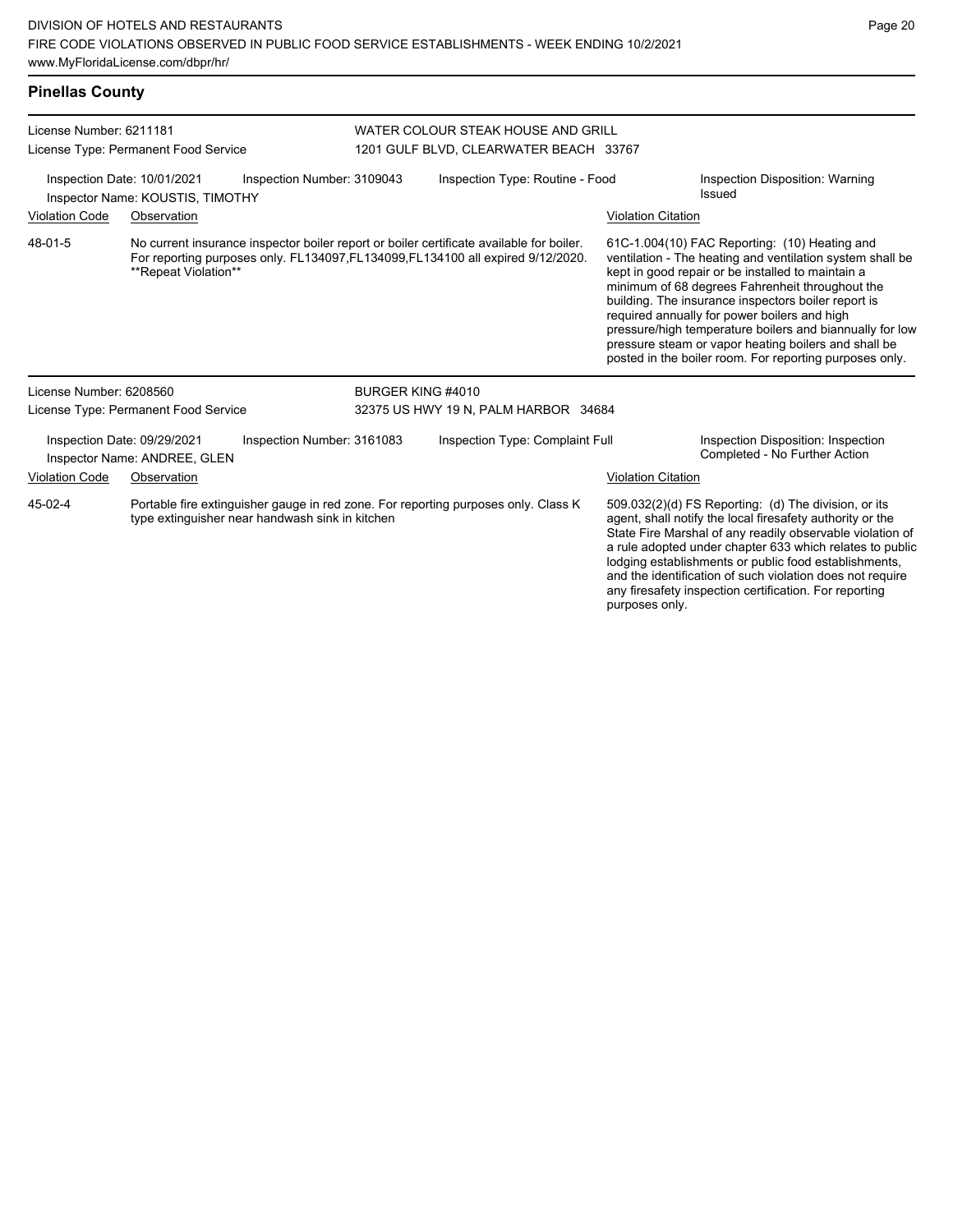## Pinellas County

License Number: 6211181
License Type: Permanent Food Service

WATER COLOUR STEAK HOUSE AND GRILL
1201 GULF BLVD, CLEARWATER BEACH 33767

Inspection Date: 10/01/2021
Inspection Number: 3109043
Inspection Type: Routine - Food
Inspection Disposition: Warning Issued
Inspector Name: KOUSTIS, TIMOTHY

| Violation Code | Observation | Violation Citation |
|---|---|---|
| 48-01-5 | No current insurance inspector boiler report or boiler certificate available for boiler. For reporting purposes only. FL134097,FL134099,FL134100 all expired 9/12/2020. **Repeat Violation** | 61C-1.004(10) FAC Reporting: (10) Heating and ventilation - The heating and ventilation system shall be kept in good repair or be installed to maintain a minimum of 68 degrees Fahrenheit throughout the building. The insurance inspectors boiler report is required annually for power boilers and high pressure/high temperature boilers and biannually for low pressure steam or vapor heating boilers and shall be posted in the boiler room. For reporting purposes only. |

License Number: 6208560
License Type: Permanent Food Service

BURGER KING #4010
32375 US HWY 19 N, PALM HARBOR 34684

Inspection Date: 09/29/2021
Inspection Number: 3161083
Inspection Type: Complaint Full
Inspection Disposition: Inspection Completed - No Further Action
Inspector Name: ANDREE, GLEN

| Violation Code | Observation | Violation Citation |
|---|---|---|
| 45-02-4 | Portable fire extinguisher gauge in red zone. For reporting purposes only. Class K type extinguisher near handwash sink in kitchen | 509.032(2)(d) FS Reporting: (d) The division, or its agent, shall notify the local firesafety authority or the State Fire Marshal of any readily observable violation of a rule adopted under chapter 633 which relates to public lodging establishments or public food establishments, and the identification of such violation does not require any firesafety inspection certification. For reporting purposes only. |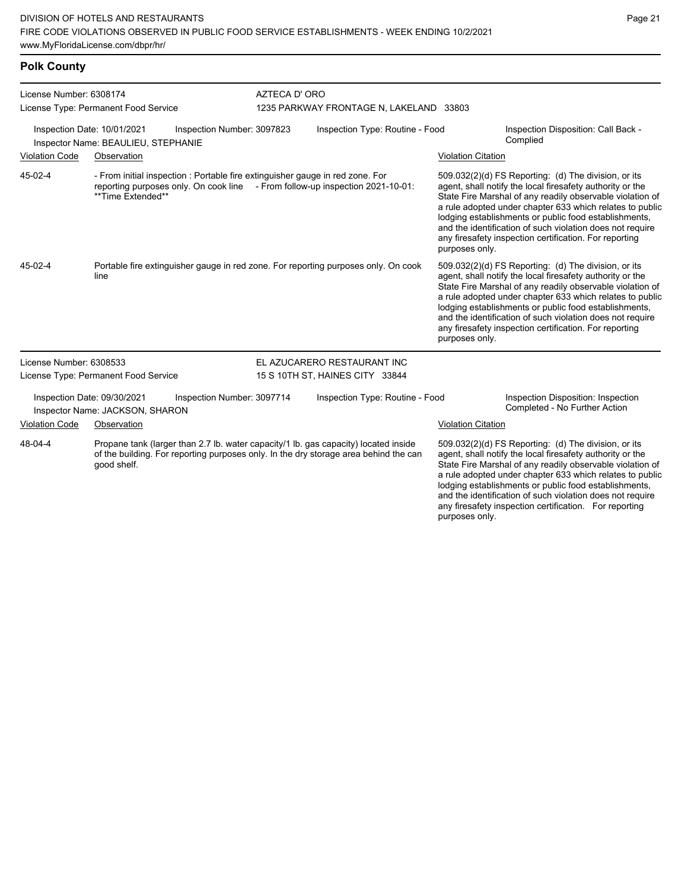## Polk County

**License Number:** 6308174
**License Type:** Permanent Food Service

**AZTECA D' ORO**
1235 PARKWAY FRONTAGE N, LAKELAND 33803

**Inspection Date:** 10/01/2021
**Inspector Name:** BEAULIEU, STEPHANIE
**Inspection Number:** 3097823
**Inspection Type:** Routine - Food
**Inspection Disposition:** Call Back - Complied

| Violation Code | Observation | Violation Citation |
| --- | --- | --- |
| 45-02-4 | - From initial inspection : Portable fire extinguisher gauge in red zone. For reporting purposes only. On cook line - From follow-up inspection 2021-10-01: **Time Extended** | 509.032(2)(d) FS Reporting: (d) The division, or its agent, shall notify the local firesafety authority or the State Fire Marshal of any readily observable violation of a rule adopted under chapter 633 which relates to public lodging establishments or public food establishments, and the identification of such violation does not require any firesafety inspection certification. For reporting purposes only. |
| 45-02-4 | Portable fire extinguisher gauge in red zone. For reporting purposes only. On cook line | 509.032(2)(d) FS Reporting: (d) The division, or its agent, shall notify the local firesafety authority or the State Fire Marshal of any readily observable violation of a rule adopted under chapter 633 which relates to public lodging establishments or public food establishments, and the identification of such violation does not require any firesafety inspection certification. For reporting purposes only. |

**License Number:** 6308533
**License Type:** Permanent Food Service

**EL AZUCARERO RESTAURANT INC**
15 S 10TH ST, HAINES CITY 33844

**Inspection Date:** 09/30/2021
**Inspector Name:** JACKSON, SHARON
**Inspection Number:** 3097714
**Inspection Type:** Routine - Food
**Inspection Disposition:** Inspection Completed - No Further Action

| Violation Code | Observation | Violation Citation |
| --- | --- | --- |
| 48-04-4 | Propane tank (larger than 2.7 lb. water capacity/1 lb. gas capacity) located inside of the building. For reporting purposes only. In the dry storage area behind the can good shelf. | 509.032(2)(d) FS Reporting: (d) The division, or its agent, shall notify the local firesafety authority or the State Fire Marshal of any readily observable violation of a rule adopted under chapter 633 which relates to public lodging establishments or public food establishments, and the identification of such violation does not require any firesafety inspection certification. For reporting purposes only. |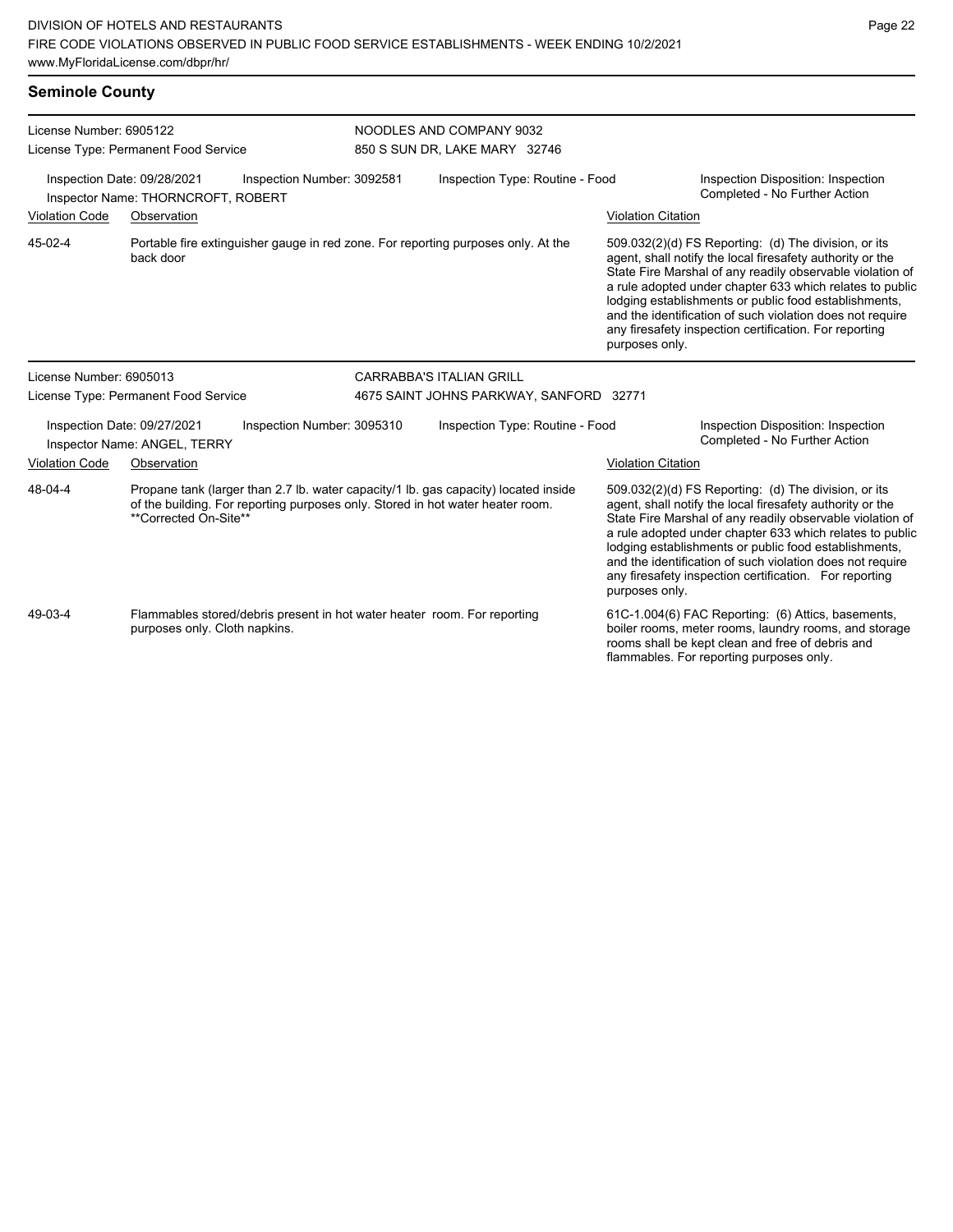## Seminole County

License Number: 6905122
License Type: Permanent Food Service

NOODLES AND COMPANY 9032
850 S SUN DR, LAKE MARY 32746

Inspection Date: 09/28/2021 | Inspection Number: 3092581 | Inspection Type: Routine - Food | Inspection Disposition: Inspection Completed - No Further Action

Inspector Name: THORNCROFT, ROBERT

| Violation Code | Observation | Violation Citation |
|---|---|---|
| 45-02-4 | Portable fire extinguisher gauge in red zone. For reporting purposes only. At the back door | 509.032(2)(d) FS Reporting: (d) The division, or its agent, shall notify the local firesafety authority or the State Fire Marshal of any readily observable violation of a rule adopted under chapter 633 which relates to public lodging establishments or public food establishments, and the identification of such violation does not require any firesafety inspection certification. For reporting purposes only. |

License Number: 6905013
License Type: Permanent Food Service

CARRABBA'S ITALIAN GRILL
4675 SAINT JOHNS PARKWAY, SANFORD 32771

Inspection Date: 09/27/2021 | Inspection Number: 3095310 | Inspection Type: Routine - Food | Inspection Disposition: Inspection Completed - No Further Action

Inspector Name: ANGEL, TERRY

| Violation Code | Observation | Violation Citation |
|---|---|---|
| 48-04-4 | Propane tank (larger than 2.7 lb. water capacity/1 lb. gas capacity) located inside of the building. For reporting purposes only. Stored in hot water heater room. **Corrected On-Site** | 509.032(2)(d) FS Reporting: (d) The division, or its agent, shall notify the local firesafety authority or the State Fire Marshal of any readily observable violation of a rule adopted under chapter 633 which relates to public lodging establishments or public food establishments, and the identification of such violation does not require any firesafety inspection certification. For reporting purposes only. |
| 49-03-4 | Flammables stored/debris present in hot water heater room. For reporting purposes only. Cloth napkins. | 61C-1.004(6) FAC Reporting: (6) Attics, basements, boiler rooms, meter rooms, laundry rooms, and storage rooms shall be kept clean and free of debris and flammables. For reporting purposes only. |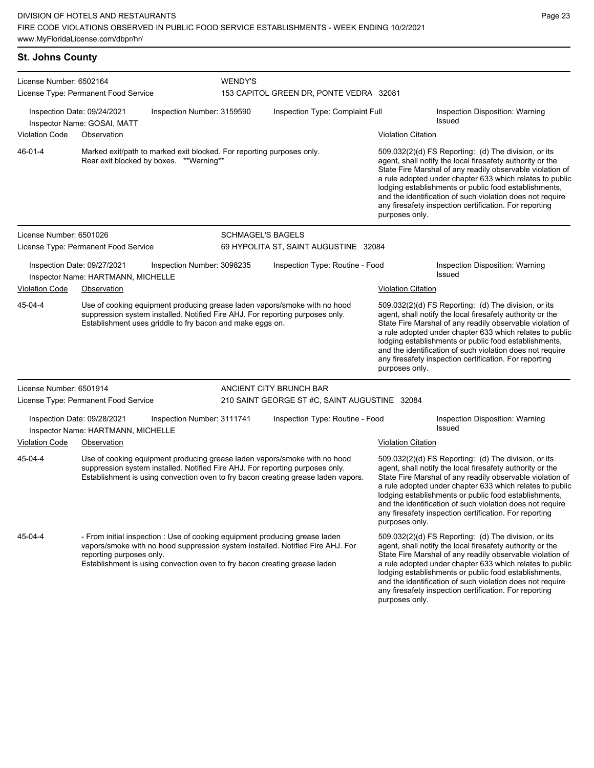## St. Johns County

**License Number:** 6502164
**License Type:** Permanent Food Service
**WENDY'S**
153 CAPITOL GREEN DR, PONTE VEDRA 32081

Inspection Date: 09/24/2021 | Inspection Number: 3159590 | Inspection Type: Complaint Full | Inspection Disposition: Warning Issued
Inspector Name: GOSAI, MATT

| Violation Code | Observation | Violation Citation |
| --- | --- | --- |
| 46-01-4 | Marked exit/path to marked exit blocked. For reporting purposes only. Rear exit blocked by boxes. **Warning** | 509.032(2)(d) FS Reporting: (d) The division, or its agent, shall notify the local firesafety authority or the State Fire Marshal of any readily observable violation of a rule adopted under chapter 633 which relates to public lodging establishments or public food establishments, and the identification of such violation does not require any firesafety inspection certification. For reporting purposes only. |

---

**License Number:** 6501026
**License Type:** Permanent Food Service
**SCHMAGEL'S BAGELS**
69 HYPOLITA ST, SAINT AUGUSTINE 32084

Inspection Date: 09/27/2021 | Inspection Number: 3098235 | Inspection Type: Routine - Food | Inspection Disposition: Warning Issued
Inspector Name: HARTMANN, MICHELLE

| Violation Code | Observation | Violation Citation |
| --- | --- | --- |
| 45-04-4 | Use of cooking equipment producing grease laden vapors/smoke with no hood suppression system installed. Notified Fire AHJ. For reporting purposes only. Establishment uses griddle to fry bacon and make eggs on. | 509.032(2)(d) FS Reporting: (d) The division, or its agent, shall notify the local firesafety authority or the State Fire Marshal of any readily observable violation of a rule adopted under chapter 633 which relates to public lodging establishments or public food establishments, and the identification of such violation does not require any firesafety inspection certification. For reporting purposes only. |

---

**License Number:** 6501914
**License Type:** Permanent Food Service
**ANCIENT CITY BRUNCH BAR**
210 SAINT GEORGE ST #C, SAINT AUGUSTINE 32084

Inspection Date: 09/28/2021 | Inspection Number: 3111741 | Inspection Type: Routine - Food | Inspection Disposition: Warning Issued
Inspector Name: HARTMANN, MICHELLE

| Violation Code | Observation | Violation Citation |
| --- | --- | --- |
| 45-04-4 | Use of cooking equipment producing grease laden vapors/smoke with no hood suppression system installed. Notified Fire AHJ. For reporting purposes only. Establishment is using convection oven to fry bacon creating grease laden vapors. | 509.032(2)(d) FS Reporting: (d) The division, or its agent, shall notify the local firesafety authority or the State Fire Marshal of any readily observable violation of a rule adopted under chapter 633 which relates to public lodging establishments or public food establishments, and the identification of such violation does not require any firesafety inspection certification. For reporting purposes only. |
| 45-04-4 | - From initial inspection : Use of cooking equipment producing grease laden vapors/smoke with no hood suppression system installed. Notified Fire AHJ. For reporting purposes only. Establishment is using convection oven to fry bacon creating grease laden | 509.032(2)(d) FS Reporting: (d) The division, or its agent, shall notify the local firesafety authority or the State Fire Marshal of any readily observable violation of a rule adopted under chapter 633 which relates to public lodging establishments or public food establishments, and the identification of such violation does not require any firesafety inspection certification. For reporting purposes only. |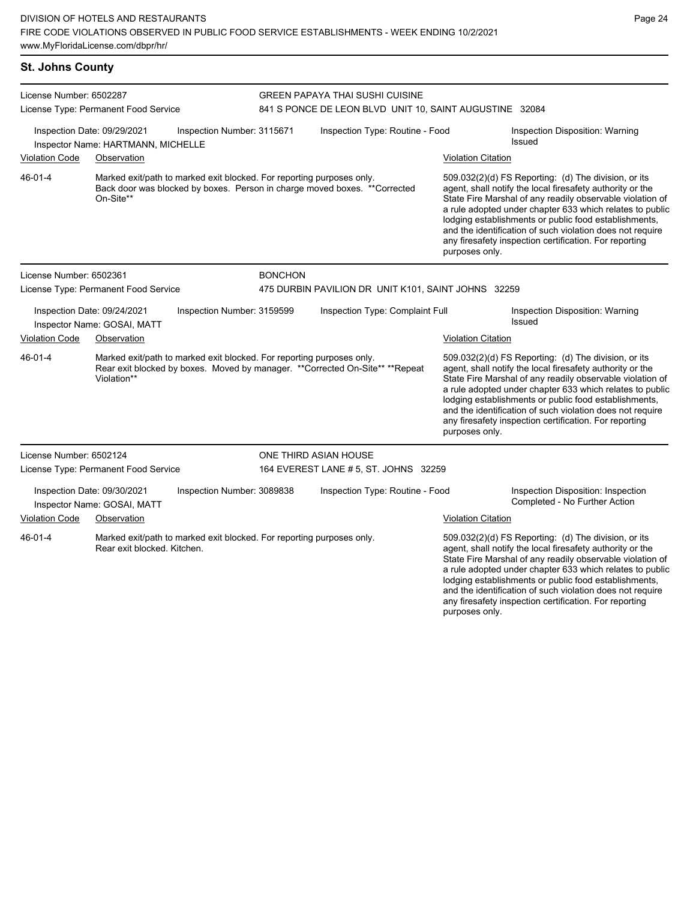## St. Johns County

**License Number:** 6502287
**License Type:** Permanent Food Service

**GREEN PAPAYA THAI SUSHI CUISINE**
841 S PONCE DE LEON BLVD UNIT 10, SAINT AUGUSTINE 32084

Inspection Date: 09/29/2021 | Inspection Number: 3115671 | Inspection Type: Routine - Food | Inspection Disposition: Warning Issued
Inspector Name: HARTMANN, MICHELLE

| Violation Code | Observation | Violation Citation |
|---|---|---|
| 46-01-4 | Marked exit/path to marked exit blocked. For reporting purposes only. Back door was blocked by boxes. Person in charge moved boxes. **Corrected On-Site** | 509.032(2)(d) FS Reporting: (d) The division, or its agent, shall notify the local firesafety authority or the State Fire Marshal of any readily observable violation of a rule adopted under chapter 633 which relates to public lodging establishments or public food establishments, and the identification of such violation does not require any firesafety inspection certification. For reporting purposes only. |

**License Number:** 6502361
**License Type:** Permanent Food Service

**BONCHON**
475 DURBIN PAVILION DR UNIT K101, SAINT JOHNS 32259

Inspection Date: 09/24/2021 | Inspection Number: 3159599 | Inspection Type: Complaint Full | Inspection Disposition: Warning Issued
Inspector Name: GOSAI, MATT

| Violation Code | Observation | Violation Citation |
|---|---|---|
| 46-01-4 | Marked exit/path to marked exit blocked. For reporting purposes only. Rear exit blocked by boxes. Moved by manager. **Corrected On-Site** **Repeat Violation** | 509.032(2)(d) FS Reporting: (d) The division, or its agent, shall notify the local firesafety authority or the State Fire Marshal of any readily observable violation of a rule adopted under chapter 633 which relates to public lodging establishments or public food establishments, and the identification of such violation does not require any firesafety inspection certification. For reporting purposes only. |

**License Number:** 6502124
**License Type:** Permanent Food Service

**ONE THIRD ASIAN HOUSE**
164 EVEREST LANE # 5, ST. JOHNS 32259

Inspection Date: 09/30/2021 | Inspection Number: 3089838 | Inspection Type: Routine - Food | Inspection Disposition: Inspection Completed - No Further Action
Inspector Name: GOSAI, MATT

| Violation Code | Observation | Violation Citation |
|---|---|---|
| 46-01-4 | Marked exit/path to marked exit blocked. For reporting purposes only. Rear exit blocked. Kitchen. | 509.032(2)(d) FS Reporting: (d) The division, or its agent, shall notify the local firesafety authority or the State Fire Marshal of any readily observable violation of a rule adopted under chapter 633 which relates to public lodging establishments or public food establishments, and the identification of such violation does not require any firesafety inspection certification. For reporting purposes only. |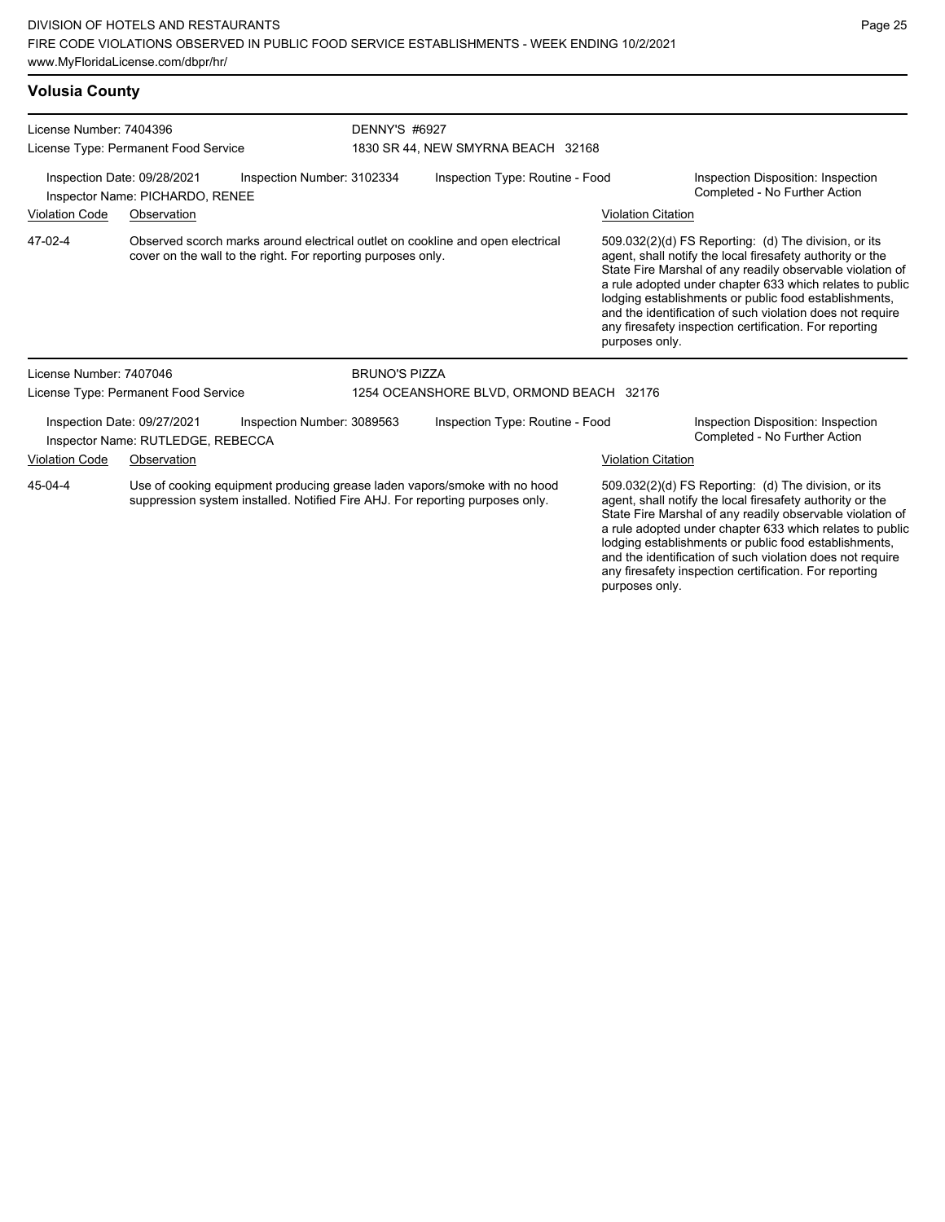## Volusia County

License Number: 7404396
License Type: Permanent Food Service

DENNY'S #6927
1830 SR 44, NEW SMYRNA BEACH 32168

Inspection Date: 09/28/2021
Inspector Name: PICHARDO, RENEE
Inspection Number: 3102334
Inspection Type: Routine - Food
Inspection Disposition: Inspection Completed - No Further Action

| Violation Code | Observation | Violation Citation |
| --- | --- | --- |
| 47-02-4 | Observed scorch marks around electrical outlet on cookline and open electrical cover on the wall to the right. For reporting purposes only. | 509.032(2)(d) FS Reporting: (d) The division, or its agent, shall notify the local firesafety authority or the State Fire Marshal of any readily observable violation of a rule adopted under chapter 633 which relates to public lodging establishments or public food establishments, and the identification of such violation does not require any firesafety inspection certification. For reporting purposes only. |

License Number: 7407046
License Type: Permanent Food Service

BRUNO'S PIZZA
1254 OCEANSHORE BLVD, ORMOND BEACH 32176

Inspection Date: 09/27/2021
Inspector Name: RUTLEDGE, REBECCA
Inspection Number: 3089563
Inspection Type: Routine - Food
Inspection Disposition: Inspection Completed - No Further Action

| Violation Code | Observation | Violation Citation |
| --- | --- | --- |
| 45-04-4 | Use of cooking equipment producing grease laden vapors/smoke with no hood suppression system installed. Notified Fire AHJ. For reporting purposes only. | 509.032(2)(d) FS Reporting: (d) The division, or its agent, shall notify the local firesafety authority or the State Fire Marshal of any readily observable violation of a rule adopted under chapter 633 which relates to public lodging establishments or public food establishments, and the identification of such violation does not require any firesafety inspection certification. For reporting purposes only. |